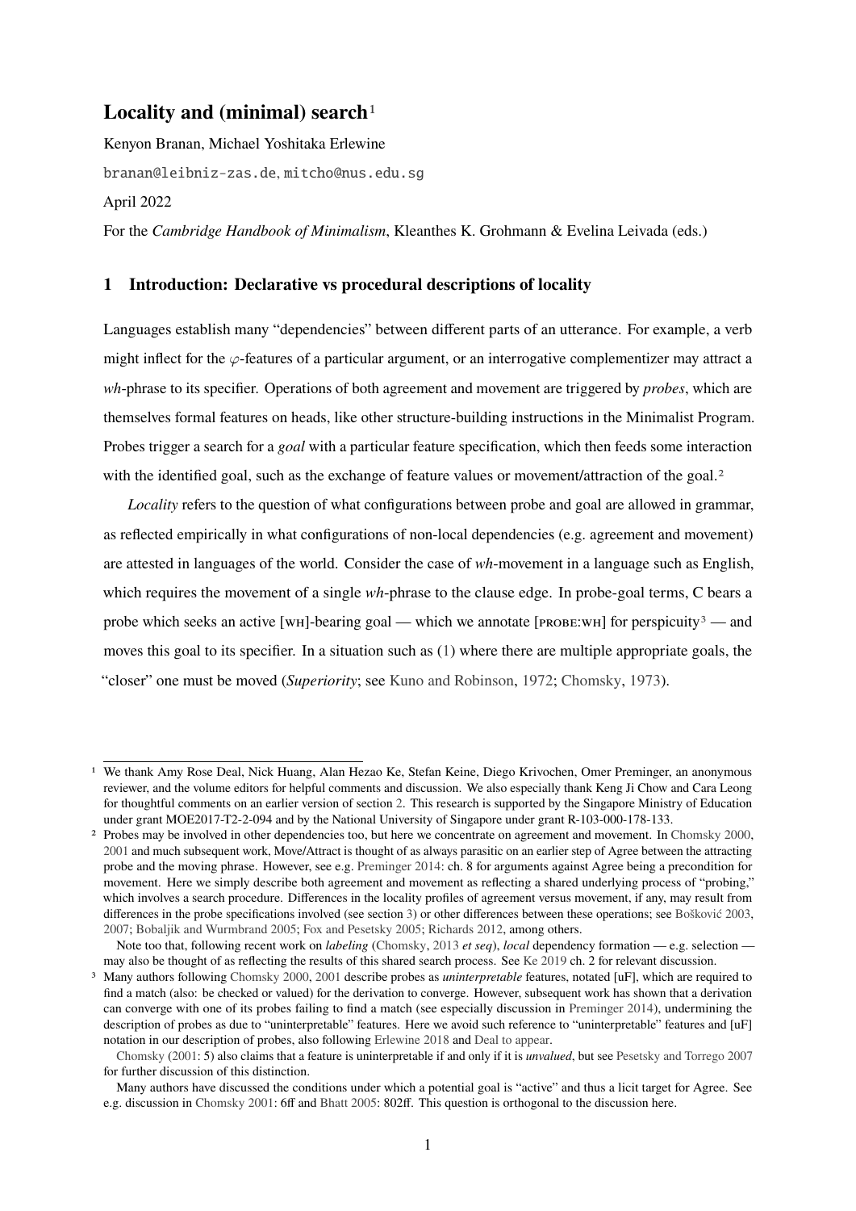# Locality and (minimal) search[1]

Kenyon Branan, Michael Yoshitaka Erlewine

branan@leibniz-zas.de, mitcho@nus.edu.sg

April 2022

For the *Cambridge Handbook of Minimalism*, Kleanthes K. Grohmann & Evelina Leivada (eds.)

## 1 Introduction: Declarative vs procedural descriptions of locality

Languages establish many "dependencies" between different parts of an utterance. For example, a verb might inflect for the $\varphi$-features of a particular argument, or an interrogative complementizer may attract a *wh*-phrase to its specifier. Operations of both agreement and movement are triggered by *probes*, which are themselves formal features on heads, like other structure-building instructions in the Minimalist Program. Probes trigger a search for a *goal* with a particular feature specification, which then feeds some interaction with the identified goal, such as the exchange of feature values or movement/attraction of the goal.[2]

*Locality* refers to the question of what configurations between probe and goal are allowed in grammar, as reflected empirically in what configurations of non-local dependencies (e.g. agreement and movement) are attested in languages of the world. Consider the case of *wh*-movement in a language such as English, which requires the movement of a single *wh*-phrase to the clause edge. In probe-goal terms, C bears a probe which seeks an active [WH]-bearing goal — which we annotate [PROBE:WH] for perspicuity[3] — and moves this goal to its specifier. In a situation such as (1) where there are multiple appropriate goals, the "closer" one must be moved (*Superiority*; see Kuno and Robinson, 1972; Chomsky, 1973).

---

[1] We thank Amy Rose Deal, Nick Huang, Alan Hezao Ke, Stefan Keine, Diego Krivochen, Omer Preminger, an anonymous reviewer, and the volume editors for helpful comments and discussion. We also especially thank Keng Ji Chow and Cara Leong for thoughtful comments on an earlier version of section 2. This research is supported by the Singapore Ministry of Education under grant MOE2017-T2-2-094 and by the National University of Singapore under grant R-103-000-178-133.

[2] Probes may be involved in other dependencies too, but here we concentrate on agreement and movement. In Chomsky 2000, 2001 and much subsequent work, Move/Attract is thought of as always parasitic on an earlier step of Agree between the attracting probe and the moving phrase. However, see e.g. Preminger 2014: ch. 8 for arguments against Agree being a precondition for movement. Here we simply describe both agreement and movement as reflecting a shared underlying process of "probing," which involves a search procedure. Differences in the locality profiles of agreement versus movement, if any, may result from differences in the probe specifications involved (see section 3) or other differences between these operations; see Bošković 2003, 2007; Bobaljik and Wurmbrand 2005; Fox and Pesetsky 2005; Richards 2012, among others.

Note too that, following recent work on *labeling* (Chomsky, 2013 *et seq*), *local* dependency formation — e.g. selection — may also be thought of as reflecting the results of this shared search process. See Ke 2019 ch. 2 for relevant discussion.

[3] Many authors following Chomsky 2000, 2001 describe probes as *uninterpretable* features, notated [uF], which are required to find a match (also: be checked or valued) for the derivation to converge. However, subsequent work has shown that a derivation can converge with one of its probes failing to find a match (see especially discussion in Preminger 2014), undermining the description of probes as due to "uninterpretable" features. Here we avoid such reference to "uninterpretable" features and [uF] notation in our description of probes, also following Erlewine 2018 and Deal to appear.

Chomsky (2001: 5) also claims that a feature is uninterpretable if and only if it is *unvalued*, but see Pesetsky and Torrego 2007 for further discussion of this distinction.

Many authors have discussed the conditions under which a potential goal is "active" and thus a licit target for Agree. See e.g. discussion in Chomsky 2001: 6ff and Bhatt 2005: 802ff. This question is orthogonal to the discussion here.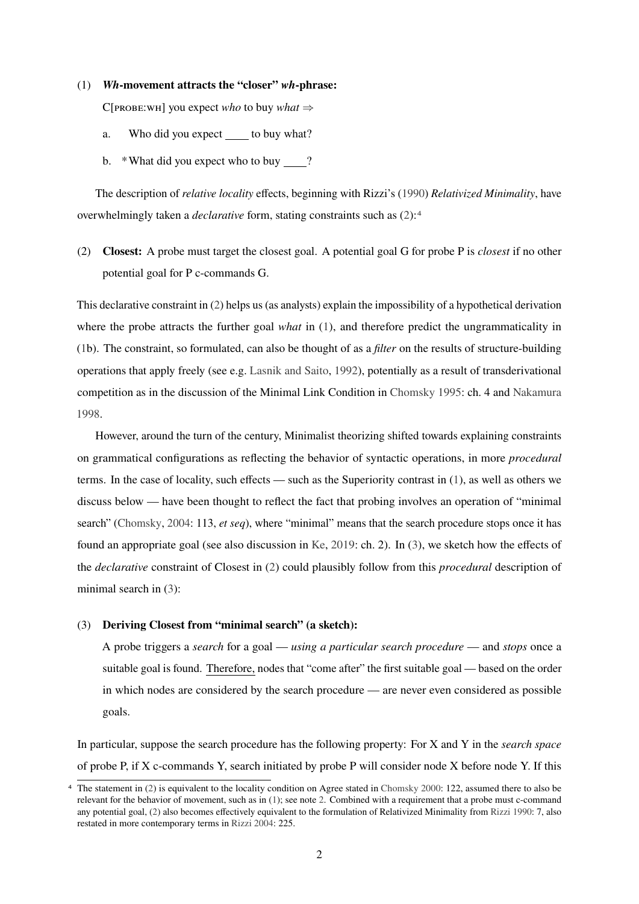(1) ***Wh*-movement attracts the "closer" *wh*-phrase:**

C[PROBE:WH] you expect *who* to buy *what* ⇒

a. Who did you expect ____ to buy what?

b. *What did you expect who to buy ____?

The description of *relative locality* effects, beginning with Rizzi's (1990) *Relativized Minimality*, have overwhelmingly taken a *declarative* form, stating constraints such as (2):[4]

(2) **Closest:** A probe must target the closest goal. A potential goal G for probe P is *closest* if no other potential goal for P c-commands G.

This declarative constraint in (2) helps us (as analysts) explain the impossibility of a hypothetical derivation where the probe attracts the further goal *what* in (1), and therefore predict the ungrammaticality in (1b). The constraint, so formulated, can also be thought of as a *filter* on the results of structure-building operations that apply freely (see e.g. Lasnik and Saito, 1992), potentially as a result of transderivational competition as in the discussion of the Minimal Link Condition in Chomsky 1995: ch. 4 and Nakamura 1998.

However, around the turn of the century, Minimalist theorizing shifted towards explaining constraints on grammatical configurations as reflecting the behavior of syntactic operations, in more *procedural* terms. In the case of locality, such effects — such as the Superiority contrast in (1), as well as others we discuss below — have been thought to reflect the fact that probing involves an operation of "minimal search" (Chomsky, 2004: 113, *et seq*), where "minimal" means that the search procedure stops once it has found an appropriate goal (see also discussion in Ke, 2019: ch. 2). In (3), we sketch how the effects of the *declarative* constraint of Closest in (2) could plausibly follow from this *procedural* description of minimal search in (3):

(3) **Deriving Closest from "minimal search" (a sketch):**

A probe triggers a *search* for a goal — *using a particular search procedure* — and *stops* once a suitable goal is found. Therefore, nodes that "come after" the first suitable goal — based on the order in which nodes are considered by the search procedure — are never even considered as possible goals.

In particular, suppose the search procedure has the following property: For X and Y in the *search space* of probe P, if X c-commands Y, search initiated by probe P will consider node X before node Y. If this

[4] The statement in (2) is equivalent to the locality condition on Agree stated in Chomsky 2000: 122, assumed there to also be relevant for the behavior of movement, such as in (1); see note 2. Combined with a requirement that a probe must c-command any potential goal, (2) also becomes effectively equivalent to the formulation of Relativized Minimality from Rizzi 1990: 7, also restated in more contemporary terms in Rizzi 2004: 225.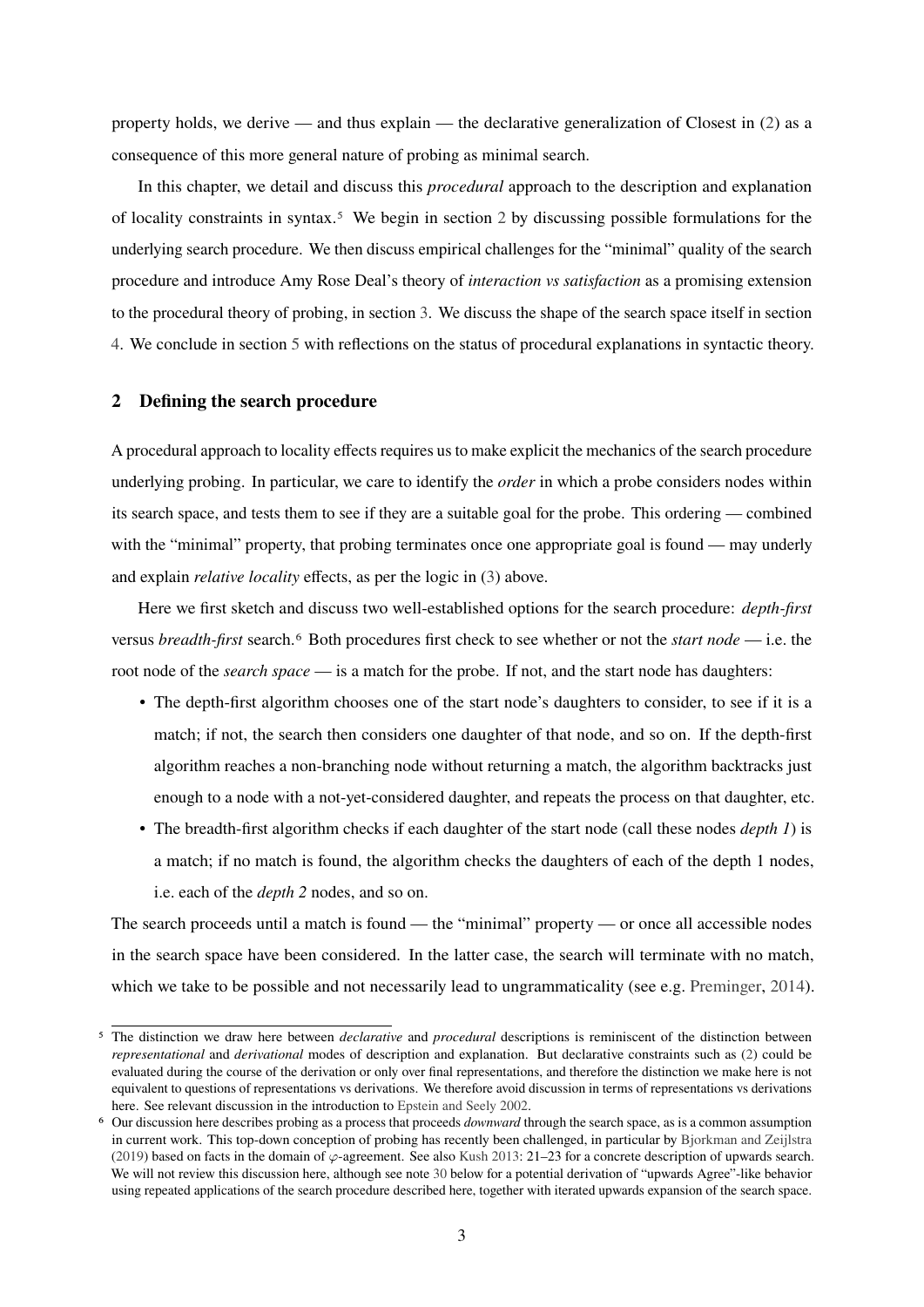property holds, we derive — and thus explain — the declarative generalization of Closest in (2) as a consequence of this more general nature of probing as minimal search.

In this chapter, we detail and discuss this *procedural* approach to the description and explanation of locality constraints in syntax.[5] We begin in section 2 by discussing possible formulations for the underlying search procedure. We then discuss empirical challenges for the "minimal" quality of the search procedure and introduce Amy Rose Deal's theory of *interaction vs satisfaction* as a promising extension to the procedural theory of probing, in section 3. We discuss the shape of the search space itself in section 4. We conclude in section 5 with reflections on the status of procedural explanations in syntactic theory.

## 2 Defining the search procedure

A procedural approach to locality effects requires us to make explicit the mechanics of the search procedure underlying probing. In particular, we care to identify the *order* in which a probe considers nodes within its search space, and tests them to see if they are a suitable goal for the probe. This ordering — combined with the "minimal" property, that probing terminates once one appropriate goal is found — may underly and explain *relative locality* effects, as per the logic in (3) above.

Here we first sketch and discuss two well-established options for the search procedure: *depth-first* versus *breadth-first* search.[6] Both procedures first check to see whether or not the *start node* — i.e. the root node of the *search space* — is a match for the probe. If not, and the start node has daughters:

- The depth-first algorithm chooses one of the start node's daughters to consider, to see if it is a match; if not, the search then considers one daughter of that node, and so on. If the depth-first algorithm reaches a non-branching node without returning a match, the algorithm backtracks just enough to a node with a not-yet-considered daughter, and repeats the process on that daughter, etc.
- The breadth-first algorithm checks if each daughter of the start node (call these nodes *depth 1*) is a match; if no match is found, the algorithm checks the daughters of each of the depth 1 nodes, i.e. each of the *depth 2* nodes, and so on.

The search proceeds until a match is found — the "minimal" property — or once all accessible nodes in the search space have been considered. In the latter case, the search will terminate with no match, which we take to be possible and not necessarily lead to ungrammaticality (see e.g. Preminger, 2014).

---

[5] The distinction we draw here between *declarative* and *procedural* descriptions is reminiscent of the distinction between *representational* and *derivational* modes of description and explanation. But declarative constraints such as (2) could be evaluated during the course of the derivation or only over final representations, and therefore the distinction we make here is not equivalent to questions of representations vs derivations. We therefore avoid discussion in terms of representations vs derivations here. See relevant discussion in the introduction to Epstein and Seely 2002.

[6] Our discussion here describes probing as a process that proceeds *downward* through the search space, as is a common assumption in current work. This top-down conception of probing has recently been challenged, in particular by Bjorkman and Zeijlstra (2019) based on facts in the domain of $\varphi$-agreement. See also Kush 2013: 21–23 for a concrete description of upwards search. We will not review this discussion here, although see note 30 below for a potential derivation of "upwards Agree"-like behavior using repeated applications of the search procedure described here, together with iterated upwards expansion of the search space.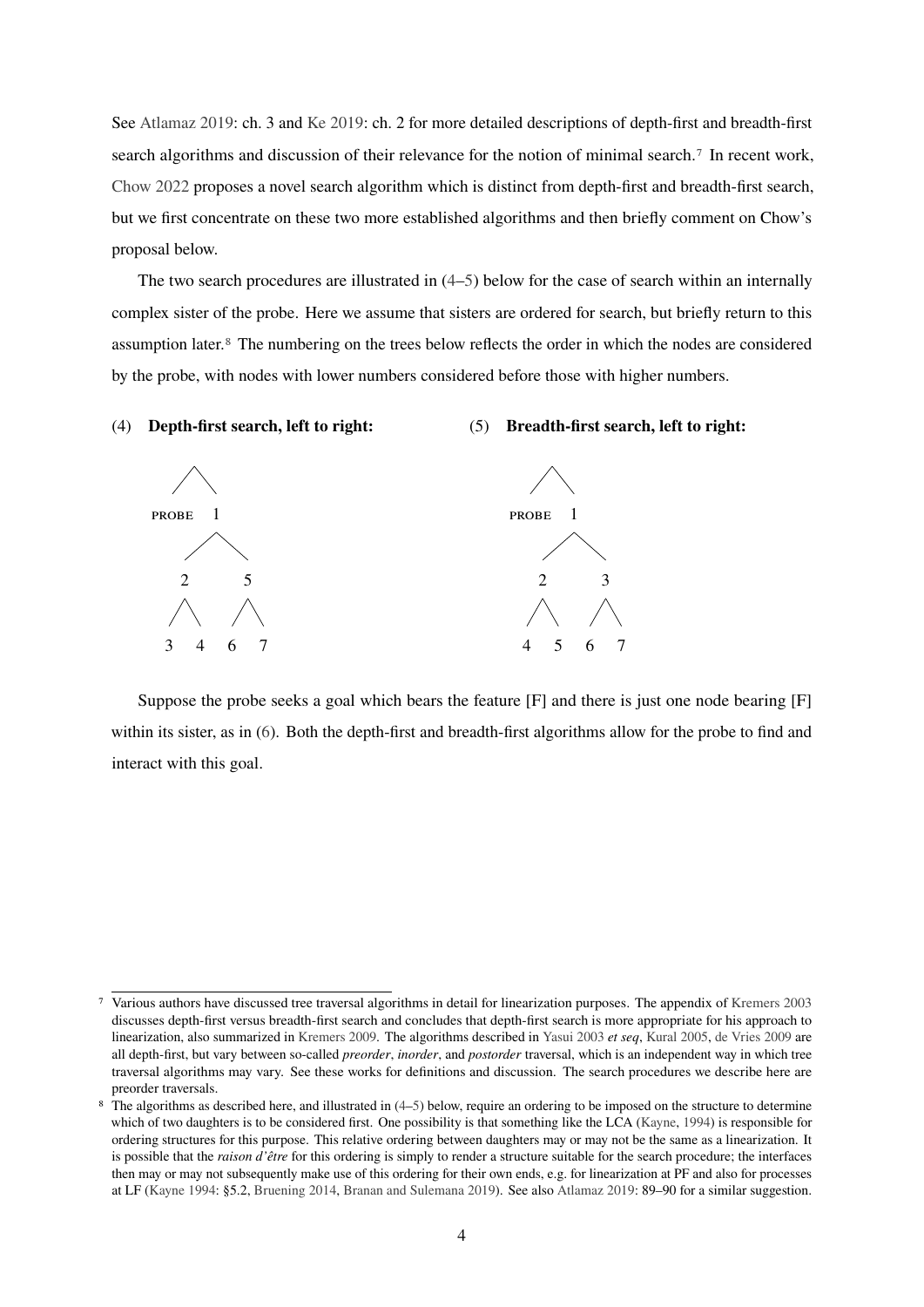See Atlamaz 2019: ch. 3 and Ke 2019: ch. 2 for more detailed descriptions of depth-first and breadth-first search algorithms and discussion of their relevance for the notion of minimal search.[7] In recent work, Chow 2022 proposes a novel search algorithm which is distinct from depth-first and breadth-first search, but we first concentrate on these two more established algorithms and then briefly comment on Chow's proposal below.

The two search procedures are illustrated in (4–5) below for the case of search within an internally complex sister of the probe. Here we assume that sisters are ordered for search, but briefly return to this assumption later.[8] The numbering on the trees below reflects the order in which the nodes are considered by the probe, with nodes with lower numbers considered before those with higher numbers.

(4) **Depth-first search, left to right:**

```
      /\
 PROBE  1
       / \
      2   5
     / \ / \
    3  4 6  7
```

(5) **Breadth-first search, left to right:**

```
      /\
 PROBE  1
       / \
      2   3
     / \ / \
    4  5 6  7
```

Suppose the probe seeks a goal which bears the feature [F] and there is just one node bearing [F] within its sister, as in (6). Both the depth-first and breadth-first algorithms allow for the probe to find and interact with this goal.

---

[7] Various authors have discussed tree traversal algorithms in detail for linearization purposes. The appendix of Kremers 2003 discusses depth-first versus breadth-first search and concludes that depth-first search is more appropriate for his approach to linearization, also summarized in Kremers 2009. The algorithms described in Yasui 2003 *et seq*, Kural 2005, de Vries 2009 are all depth-first, but vary between so-called *preorder*, *inorder*, and *postorder* traversal, which is an independent way in which tree traversal algorithms may vary. See these works for definitions and discussion. The search procedures we describe here are preorder traversals.

[8] The algorithms as described here, and illustrated in (4–5) below, require an ordering to be imposed on the structure to determine which of two daughters is to be considered first. One possibility is that something like the LCA (Kayne, 1994) is responsible for ordering structures for this purpose. This relative ordering between daughters may or may not be the same as a linearization. It is possible that the *raison d'être* for this ordering is simply to render a structure suitable for the search procedure; the interfaces then may or may not subsequently make use of this ordering for their own ends, e.g. for linearization at PF and also for processes at LF (Kayne 1994: §5.2, Bruening 2014, Branan and Sulemana 2019). See also Atlamaz 2019: 89–90 for a similar suggestion.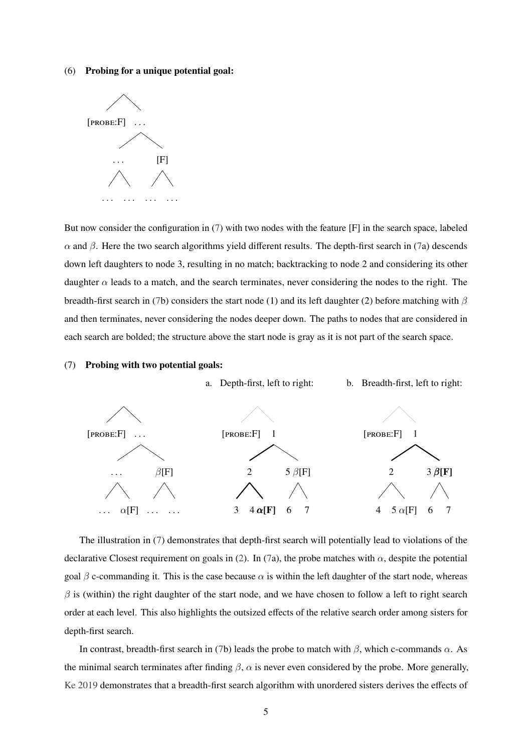(6) **Probing for a unique potential goal:**

```
        /\
[PROBE:F]  ...
          /\
       ...   [F]
       /\    /\
    ... ... ... ...
```

But now consider the configuration in (7) with two nodes with the feature [F] in the search space, labeled $\alpha$ and $\beta$. Here the two search algorithms yield different results. The depth-first search in (7a) descends down left daughters to node 3, resulting in no match; backtracking to node 2 and considering its other daughter $\alpha$ leads to a match, and the search terminates, never considering the nodes to the right. The breadth-first search in (7b) considers the start node (1) and its left daughter (2) before matching with $\beta$ and then terminates, never considering the nodes deeper down. The paths to nodes that are considered in each search are bolded; the structure above the start node is gray as it is not part of the search space.

(7) **Probing with two potential goals:**

a. Depth-first, left to right:

b. Breadth-first, left to right:

```
        /\                          /\                         /\
[PROBE:F]  ...              [PROBE:F]  1               [PROBE:F]  1
          /\                          /\                         /\
       ...   β[F]                    2    5 β[F]                2    3 β[F]
       /\    /\                     /\    /\                   /\    /\
    ... α[F] ... ...               3  4 α[F] 6  7             4  5 α[F] 6  7
```

The illustration in (7) demonstrates that depth-first search will potentially lead to violations of the declarative Closest requirement on goals in (2). In (7a), the probe matches with $\alpha$, despite the potential goal $\beta$ c-commanding it. This is the case because $\alpha$ is within the left daughter of the start node, whereas $\beta$ is (within) the right daughter of the start node, and we have chosen to follow a left to right search order at each level. This also highlights the outsized effects of the relative search order among sisters for depth-first search.

In contrast, breadth-first search in (7b) leads the probe to match with $\beta$, which c-commands $\alpha$. As the minimal search terminates after finding $\beta$, $\alpha$ is never even considered by the probe. More generally, Ke 2019 demonstrates that a breadth-first search algorithm with unordered sisters derives the effects of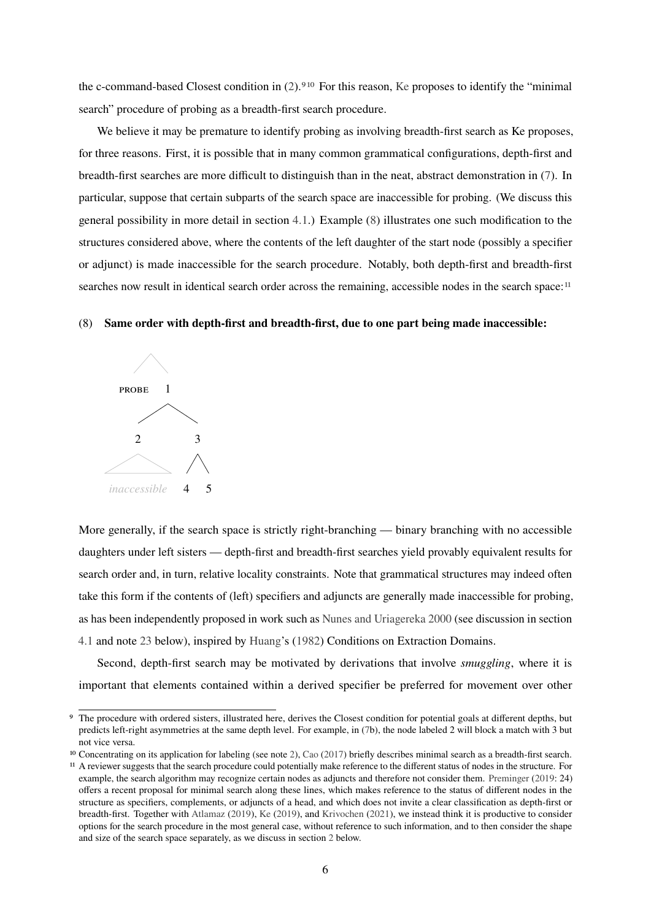the c-command-based Closest condition in (2).[9][10] For this reason, Ke proposes to identify the "minimal search" procedure of probing as a breadth-first search procedure.

We believe it may be premature to identify probing as involving breadth-first search as Ke proposes, for three reasons. First, it is possible that in many common grammatical configurations, depth-first and breadth-first searches are more difficult to distinguish than in the neat, abstract demonstration in (7). In particular, suppose that certain subparts of the search space are inaccessible for probing. (We discuss this general possibility in more detail in section 4.1.) Example (8) illustrates one such modification to the structures considered above, where the contents of the left daughter of the start node (possibly a specifier or adjunct) is made inaccessible for the search procedure. Notably, both depth-first and breadth-first searches now result in identical search order across the remaining, accessible nodes in the search space:[11]

(8) **Same order with depth-first and breadth-first, due to one part being made inaccessible:**

```
        /\
  PROBE   1
         / \
        2   3
       /\   /\
 inaccessible 4 5
```

More generally, if the search space is strictly right-branching — binary branching with no accessible daughters under left sisters — depth-first and breadth-first searches yield provably equivalent results for search order and, in turn, relative locality constraints. Note that grammatical structures may indeed often take this form if the contents of (left) specifiers and adjuncts are generally made inaccessible for probing, as has been independently proposed in work such as Nunes and Uriagereka 2000 (see discussion in section 4.1 and note 23 below), inspired by Huang's (1982) Conditions on Extraction Domains.

Second, depth-first search may be motivated by derivations that involve *smuggling*, where it is important that elements contained within a derived specifier be preferred for movement over other

---

[9] The procedure with ordered sisters, illustrated here, derives the Closest condition for potential goals at different depths, but predicts left-right asymmetries at the same depth level. For example, in (7b), the node labeled 2 will block a match with 3 but not vice versa.

[10] Concentrating on its application for labeling (see note 2), Cao (2017) briefly describes minimal search as a breadth-first search.

[11] A reviewer suggests that the search procedure could potentially make reference to the different status of nodes in the structure. For example, the search algorithm may recognize certain nodes as adjuncts and therefore not consider them. Preminger (2019: 24) offers a recent proposal for minimal search along these lines, which makes reference to the status of different nodes in the structure as specifiers, complements, or adjuncts of a head, and which does not invite a clear classification as depth-first or breadth-first. Together with Atlamaz (2019), Ke (2019), and Krivochen (2021), we instead think it is productive to consider options for the search procedure in the most general case, without reference to such information, and to then consider the shape and size of the search space separately, as we discuss in section 2 below.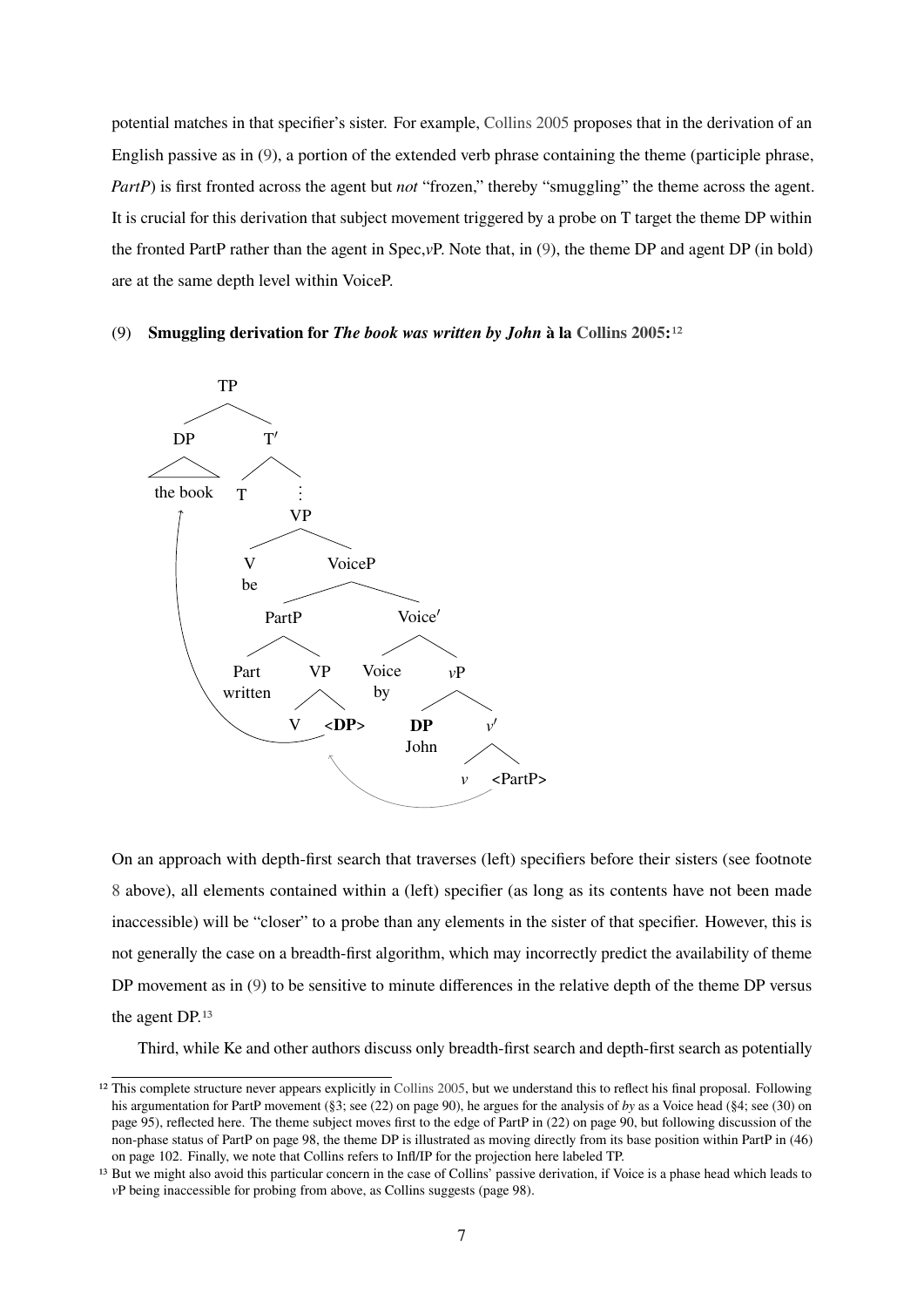potential matches in that specifier's sister. For example, Collins 2005 proposes that in the derivation of an English passive as in (9), a portion of the extended verb phrase containing the theme (participle phrase, *PartP*) is first fronted across the agent but *not* "frozen," thereby "smuggling" the theme across the agent. It is crucial for this derivation that subject movement triggered by a probe on T target the theme DP within the fronted PartP rather than the agent in Spec,*v*P. Note that, in (9), the theme DP and agent DP (in bold) are at the same depth level within VoiceP.

(9) **Smuggling derivation for *The book was written by John* à la Collins 2005:**[12]

```
TP
├── DP
│   └── the book
└── T′
    ├── T
    └── ⋮
        VP
        ├── V
        │   be
        └── VoiceP
            ├── PartP
            │   ├── Part
            │   │   written
            │   └── VP
            │       ├── V
            │       └── <DP>
            └── Voice′
                ├── Voice
                │   by
                └── vP
                    ├── DP
                    │   John
                    └── v′
                        ├── v
                        └── <PartP>
```

On an approach with depth-first search that traverses (left) specifiers before their sisters (see footnote 8 above), all elements contained within a (left) specifier (as long as its contents have not been made inaccessible) will be "closer" to a probe than any elements in the sister of that specifier. However, this is not generally the case on a breadth-first algorithm, which may incorrectly predict the availability of theme DP movement as in (9) to be sensitive to minute differences in the relative depth of the theme DP versus the agent DP.[13]

Third, while Ke and other authors discuss only breadth-first search and depth-first search as potentially

---

[12] This complete structure never appears explicitly in Collins 2005, but we understand this to reflect his final proposal. Following his argumentation for PartP movement (§3; see (22) on page 90), he argues for the analysis of *by* as a Voice head (§4; see (30) on page 95), reflected here. The theme subject moves first to the edge of PartP in (22) on page 90, but following discussion of the non-phase status of PartP on page 98, the theme DP is illustrated as moving directly from its base position within PartP in (46) on page 102. Finally, we note that Collins refers to Infl/IP for the projection here labeled TP.

[13] But we might also avoid this particular concern in the case of Collins' passive derivation, if Voice is a phase head which leads to *v*P being inaccessible for probing from above, as Collins suggests (page 98).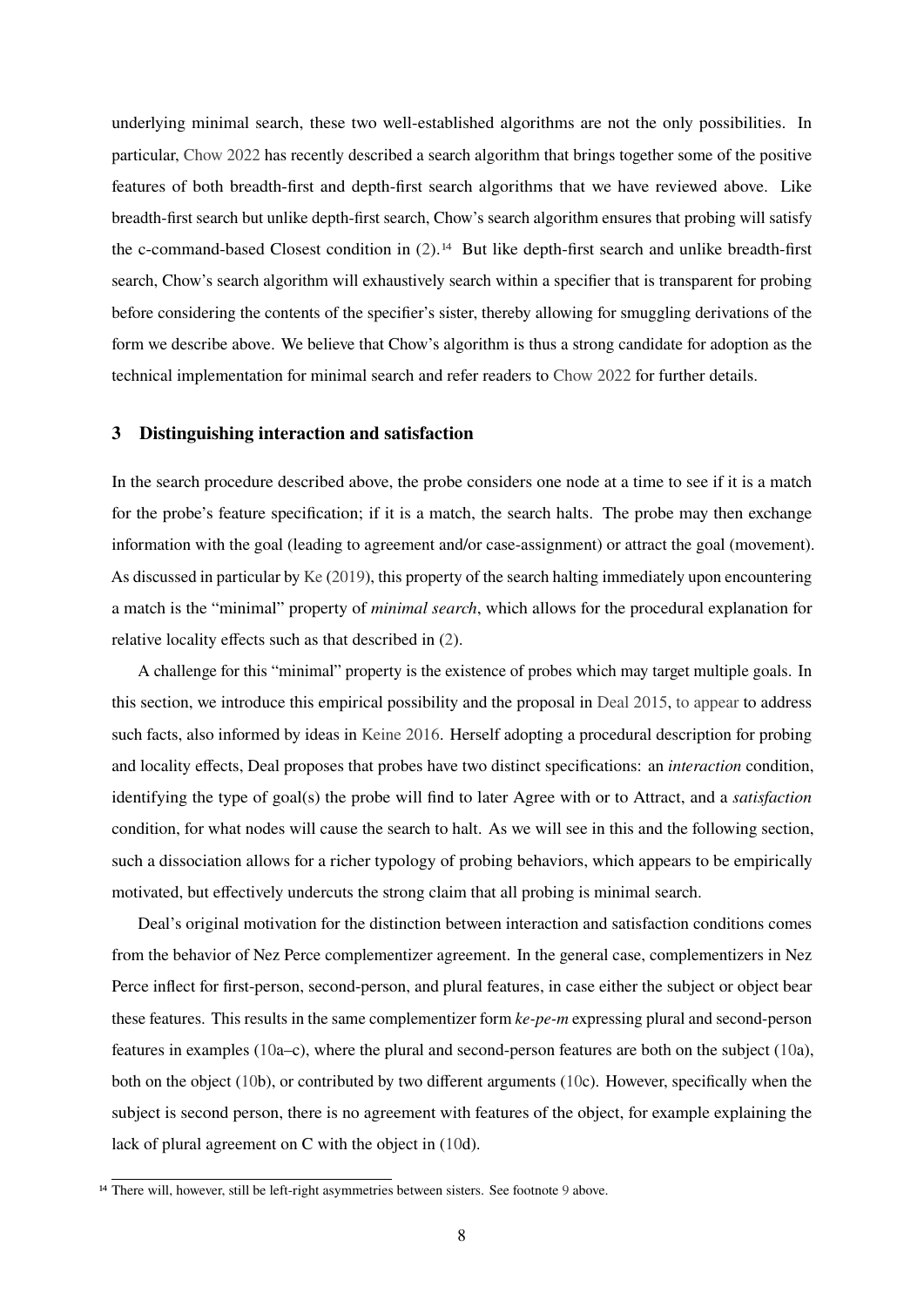underlying minimal search, these two well-established algorithms are not the only possibilities. In particular, Chow 2022 has recently described a search algorithm that brings together some of the positive features of both breadth-first and depth-first search algorithms that we have reviewed above. Like breadth-first search but unlike depth-first search, Chow's search algorithm ensures that probing will satisfy the c-command-based Closest condition in (2).[14] But like depth-first search and unlike breadth-first search, Chow's search algorithm will exhaustively search within a specifier that is transparent for probing before considering the contents of the specifier's sister, thereby allowing for smuggling derivations of the form we describe above. We believe that Chow's algorithm is thus a strong candidate for adoption as the technical implementation for minimal search and refer readers to Chow 2022 for further details.

## 3 Distinguishing interaction and satisfaction

In the search procedure described above, the probe considers one node at a time to see if it is a match for the probe's feature specification; if it is a match, the search halts. The probe may then exchange information with the goal (leading to agreement and/or case-assignment) or attract the goal (movement). As discussed in particular by Ke (2019), this property of the search halting immediately upon encountering a match is the "minimal" property of *minimal search*, which allows for the procedural explanation for relative locality effects such as that described in (2).

A challenge for this "minimal" property is the existence of probes which may target multiple goals. In this section, we introduce this empirical possibility and the proposal in Deal 2015, to appear to address such facts, also informed by ideas in Keine 2016. Herself adopting a procedural description for probing and locality effects, Deal proposes that probes have two distinct specifications: an *interaction* condition, identifying the type of goal(s) the probe will find to later Agree with or to Attract, and a *satisfaction* condition, for what nodes will cause the search to halt. As we will see in this and the following section, such a dissociation allows for a richer typology of probing behaviors, which appears to be empirically motivated, but effectively undercuts the strong claim that all probing is minimal search.

Deal's original motivation for the distinction between interaction and satisfaction conditions comes from the behavior of Nez Perce complementizer agreement. In the general case, complementizers in Nez Perce inflect for first-person, second-person, and plural features, in case either the subject or object bear these features. This results in the same complementizer form *ke-pe-m* expressing plural and second-person features in examples (10a–c), where the plural and second-person features are both on the subject (10a), both on the object (10b), or contributed by two different arguments (10c). However, specifically when the subject is second person, there is no agreement with features of the object, for example explaining the lack of plural agreement on C with the object in (10d).

[14] There will, however, still be left-right asymmetries between sisters. See footnote 9 above.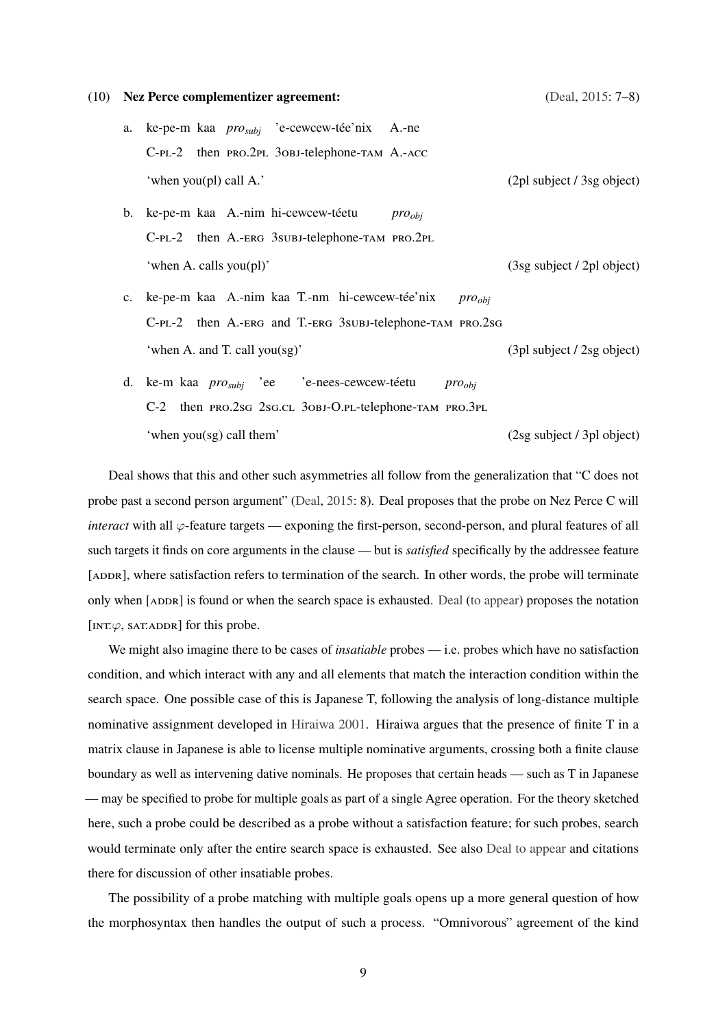(10) **Nez Perce complementizer agreement:** (Deal, 2015: 7–8)

a. ke-pe-m kaa *pro*$_{subj}$ 'e-cewcew-tée'nix A.-ne
   C-PL-2 then PRO.2PL 3OBJ-telephone-TAM A.-ACC
   'when you(pl) call A.' (2pl subject / 3sg object)

b. ke-pe-m kaa A.-nim hi-cewcew-téetu *pro*$_{obj}$
   C-PL-2 then A.-ERG 3SUBJ-telephone-TAM PRO.2PL
   'when A. calls you(pl)' (3sg subject / 2pl object)

c. ke-pe-m kaa A.-nim kaa T.-nm hi-cewcew-tée'nix *pro*$_{obj}$
   C-PL-2 then A.-ERG and T.-ERG 3SUBJ-telephone-TAM PRO.2SG
   'when A. and T. call you(sg)' (3pl subject / 2sg object)

d. ke-m kaa *pro*$_{subj}$ 'ee 'e-nees-cewcew-téetu *pro*$_{obj}$
   C-2 then PRO.2SG 2SG.CL 3OBJ-O.PL-telephone-TAM PRO.3PL
   'when you(sg) call them' (2sg subject / 3pl object)

Deal shows that this and other such asymmetries all follow from the generalization that "C does not probe past a second person argument" (Deal, 2015: 8). Deal proposes that the probe on Nez Perce C will *interact* with all $\varphi$-feature targets — exponing the first-person, second-person, and plural features of all such targets it finds on core arguments in the clause — but is *satisfied* specifically by the addressee feature [ADDR], where satisfaction refers to termination of the search. In other words, the probe will terminate only when [ADDR] is found or when the search space is exhausted. Deal (to appear) proposes the notation [INT:$\varphi$, SAT:ADDR] for this probe.

We might also imagine there to be cases of *insatiable* probes — i.e. probes which have no satisfaction condition, and which interact with any and all elements that match the interaction condition within the search space. One possible case of this is Japanese T, following the analysis of long-distance multiple nominative assignment developed in Hiraiwa 2001. Hiraiwa argues that the presence of finite T in a matrix clause in Japanese is able to license multiple nominative arguments, crossing both a finite clause boundary as well as intervening dative nominals. He proposes that certain heads — such as T in Japanese — may be specified to probe for multiple goals as part of a single Agree operation. For the theory sketched here, such a probe could be described as a probe without a satisfaction feature; for such probes, search would terminate only after the entire search space is exhausted. See also Deal to appear and citations there for discussion of other insatiable probes.

The possibility of a probe matching with multiple goals opens up a more general question of how the morphosyntax then handles the output of such a process. "Omnivorous" agreement of the kind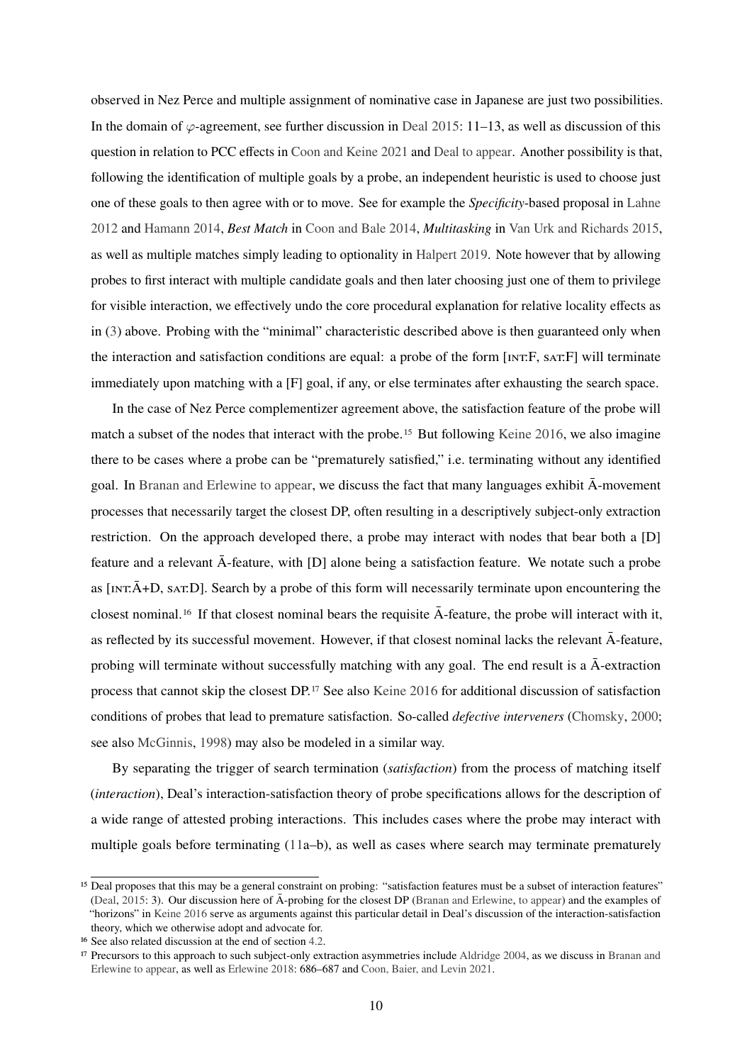observed in Nez Perce and multiple assignment of nominative case in Japanese are just two possibilities. In the domain of $\varphi$-agreement, see further discussion in Deal 2015: 11–13, as well as discussion of this question in relation to PCC effects in Coon and Keine 2021 and Deal to appear. Another possibility is that, following the identification of multiple goals by a probe, an independent heuristic is used to choose just one of these goals to then agree with or to move. See for example the *Specificity*-based proposal in Lahne 2012 and Hamann 2014, *Best Match* in Coon and Bale 2014, *Multitasking* in Van Urk and Richards 2015, as well as multiple matches simply leading to optionality in Halpert 2019. Note however that by allowing probes to first interact with multiple candidate goals and then later choosing just one of them to privilege for visible interaction, we effectively undo the core procedural explanation for relative locality effects as in (3) above. Probing with the "minimal" characteristic described above is then guaranteed only when the interaction and satisfaction conditions are equal: a probe of the form [INT:F, SAT:F] will terminate immediately upon matching with a [F] goal, if any, or else terminates after exhausting the search space.

In the case of Nez Perce complementizer agreement above, the satisfaction feature of the probe will match a subset of the nodes that interact with the probe.[15] But following Keine 2016, we also imagine there to be cases where a probe can be "prematurely satisfied," i.e. terminating without any identified goal. In Branan and Erlewine to appear, we discuss the fact that many languages exhibit Ā-movement processes that necessarily target the closest DP, often resulting in a descriptively subject-only extraction restriction. On the approach developed there, a probe may interact with nodes that bear both a [D] feature and a relevant Ā-feature, with [D] alone being a satisfaction feature. We notate such a probe as [INT:Ā+D, SAT:D]. Search by a probe of this form will necessarily terminate upon encountering the closest nominal.[16] If that closest nominal bears the requisite Ā-feature, the probe will interact with it, as reflected by its successful movement. However, if that closest nominal lacks the relevant Ā-feature, probing will terminate without successfully matching with any goal. The end result is a Ā-extraction process that cannot skip the closest DP.[17] See also Keine 2016 for additional discussion of satisfaction conditions of probes that lead to premature satisfaction. So-called *defective interveners* (Chomsky, 2000; see also McGinnis, 1998) may also be modeled in a similar way.

By separating the trigger of search termination (*satisfaction*) from the process of matching itself (*interaction*), Deal's interaction-satisfaction theory of probe specifications allows for the description of a wide range of attested probing interactions. This includes cases where the probe may interact with multiple goals before terminating (11a–b), as well as cases where search may terminate prematurely

[15] Deal proposes that this may be a general constraint on probing: "satisfaction features must be a subset of interaction features" (Deal, 2015: 3). Our discussion here of Ā-probing for the closest DP (Branan and Erlewine, to appear) and the examples of "horizons" in Keine 2016 serve as arguments against this particular detail in Deal's discussion of the interaction-satisfaction theory, which we otherwise adopt and advocate for.

[16] See also related discussion at the end of section 4.2.

[17] Precursors to this approach to such subject-only extraction asymmetries include Aldridge 2004, as we discuss in Branan and Erlewine to appear, as well as Erlewine 2018: 686–687 and Coon, Baier, and Levin 2021.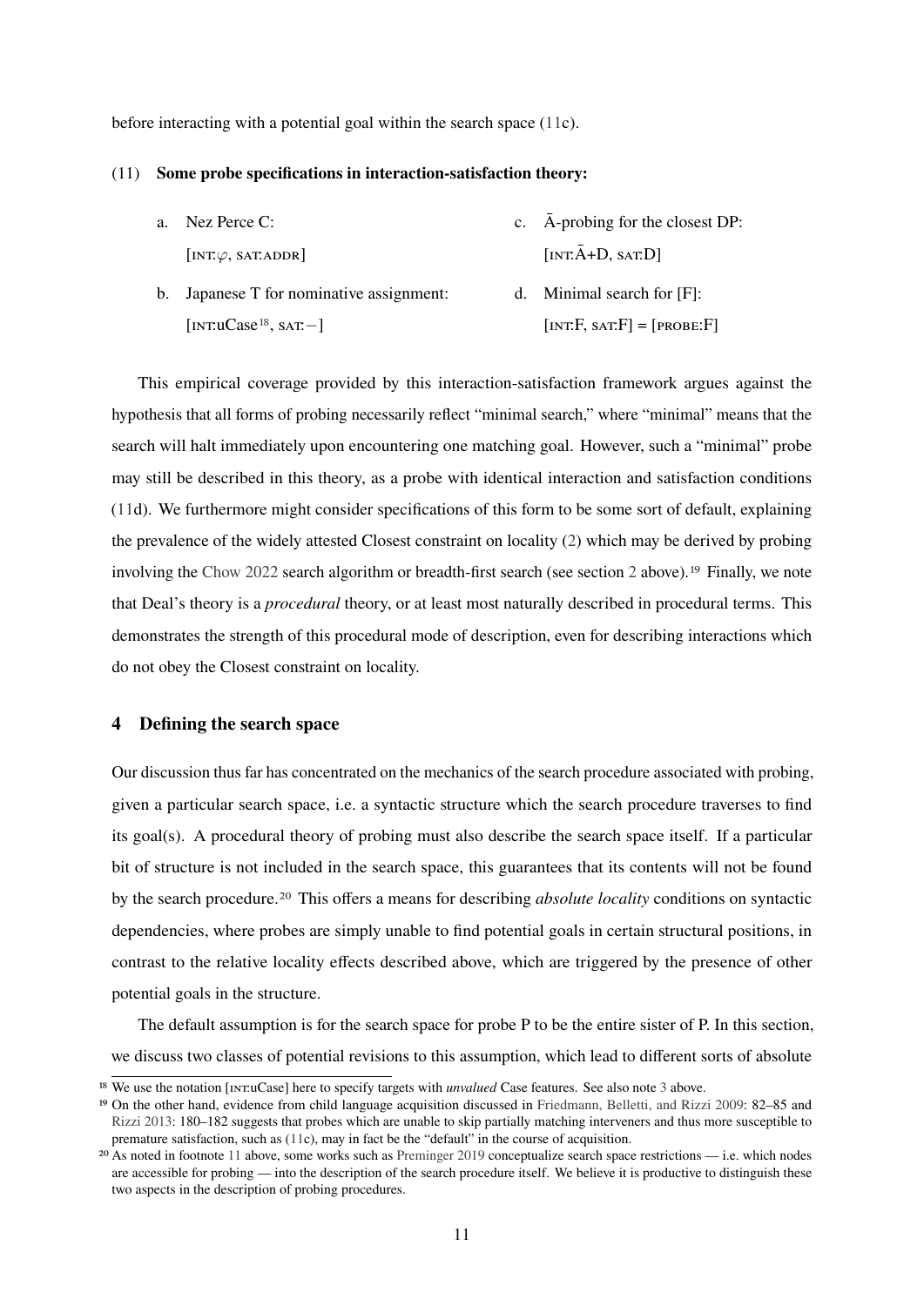before interacting with a potential goal within the search space (11c).

(11) **Some probe specifications in interaction-satisfaction theory:**

a. Nez Perce C:
[INT:$\varphi$, SAT:ADDR]

b. Japanese T for nominative assignment:
[INT:uCase[18], SAT:−]

c. Ā-probing for the closest DP:
[INT:Ā+D, SAT:D]

d. Minimal search for [F]:
[INT:F, SAT:F] = [PROBE:F]

This empirical coverage provided by this interaction-satisfaction framework argues against the hypothesis that all forms of probing necessarily reflect "minimal search," where "minimal" means that the search will halt immediately upon encountering one matching goal. However, such a "minimal" probe may still be described in this theory, as a probe with identical interaction and satisfaction conditions (11d). We furthermore might consider specifications of this form to be some sort of default, explaining the prevalence of the widely attested Closest constraint on locality (2) which may be derived by probing involving the Chow 2022 search algorithm or breadth-first search (see section 2 above).[19] Finally, we note that Deal's theory is a *procedural* theory, or at least most naturally described in procedural terms. This demonstrates the strength of this procedural mode of description, even for describing interactions which do not obey the Closest constraint on locality.

## 4 Defining the search space

Our discussion thus far has concentrated on the mechanics of the search procedure associated with probing, given a particular search space, i.e. a syntactic structure which the search procedure traverses to find its goal(s). A procedural theory of probing must also describe the search space itself. If a particular bit of structure is not included in the search space, this guarantees that its contents will not be found by the search procedure.[20] This offers a means for describing *absolute locality* conditions on syntactic dependencies, where probes are simply unable to find potential goals in certain structural positions, in contrast to the relative locality effects described above, which are triggered by the presence of other potential goals in the structure.

The default assumption is for the search space for probe P to be the entire sister of P. In this section, we discuss two classes of potential revisions to this assumption, which lead to different sorts of absolute

[18] We use the notation [INT:uCase] here to specify targets with *unvalued* Case features. See also note 3 above.

[19] On the other hand, evidence from child language acquisition discussed in Friedmann, Belletti, and Rizzi 2009: 82–85 and Rizzi 2013: 180–182 suggests that probes which are unable to skip partially matching interveners and thus more susceptible to premature satisfaction, such as (11c), may in fact be the "default" in the course of acquisition.

[20] As noted in footnote 11 above, some works such as Preminger 2019 conceptualize search space restrictions — i.e. which nodes are accessible for probing — into the description of the search procedure itself. We believe it is productive to distinguish these two aspects in the description of probing procedures.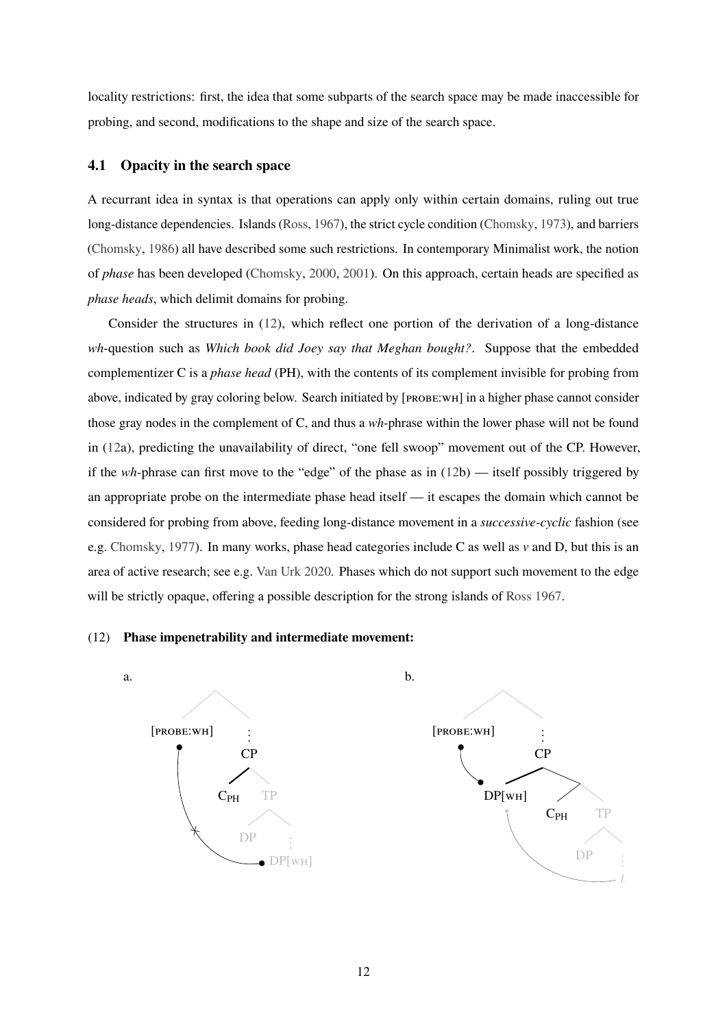locality restrictions: first, the idea that some subparts of the search space may be made inaccessible for probing, and second, modifications to the shape and size of the search space.

### 4.1 Opacity in the search space

A recurrant idea in syntax is that operations can apply only within certain domains, ruling out true long-distance dependencies. Islands (Ross, 1967), the strict cycle condition (Chomsky, 1973), and barriers (Chomsky, 1986) all have described some such restrictions. In contemporary Minimalist work, the notion of *phase* has been developed (Chomsky, 2000, 2001). On this approach, certain heads are specified as *phase heads*, which delimit domains for probing.

Consider the structures in (12), which reflect one portion of the derivation of a long-distance *wh*-question such as *Which book did Joey say that Meghan bought?*. Suppose that the embedded complementizer C is a *phase head* (PH), with the contents of its complement invisible for probing from above, indicated by gray coloring below. Search initiated by [PROBE:WH] in a higher phase cannot consider those gray nodes in the complement of C, and thus a *wh*-phrase within the lower phase will not be found in (12a), predicting the unavailability of direct, "one fell swoop" movement out of the CP. However, if the *wh*-phrase can first move to the "edge" of the phase as in (12b) — itself possibly triggered by an appropriate probe on the intermediate phase head itself — it escapes the domain which cannot be considered for probing from above, feeding long-distance movement in a *successive-cyclic* fashion (see e.g. Chomsky, 1977). In many works, phase head categories include C as well as *v* and D, but this is an area of active research; see e.g. Van Urk 2020. Phases which do not support such movement to the edge will be strictly opaque, offering a possible description for the strong islands of Ross 1967.

(12) **Phase impenetrability and intermediate movement:**

a. [PROBE:WH] … CP [ $C_{PH}$ TP [ DP … DP[WH] ] ] (probing from [PROBE:WH] to DP[WH] blocked)

b. [PROBE:WH] … CP [ DP[WH] [ $C_{PH}$ TP [ DP … $t$ ] ] ] (DP[WH] moved to the phase edge; probe finds DP[WH])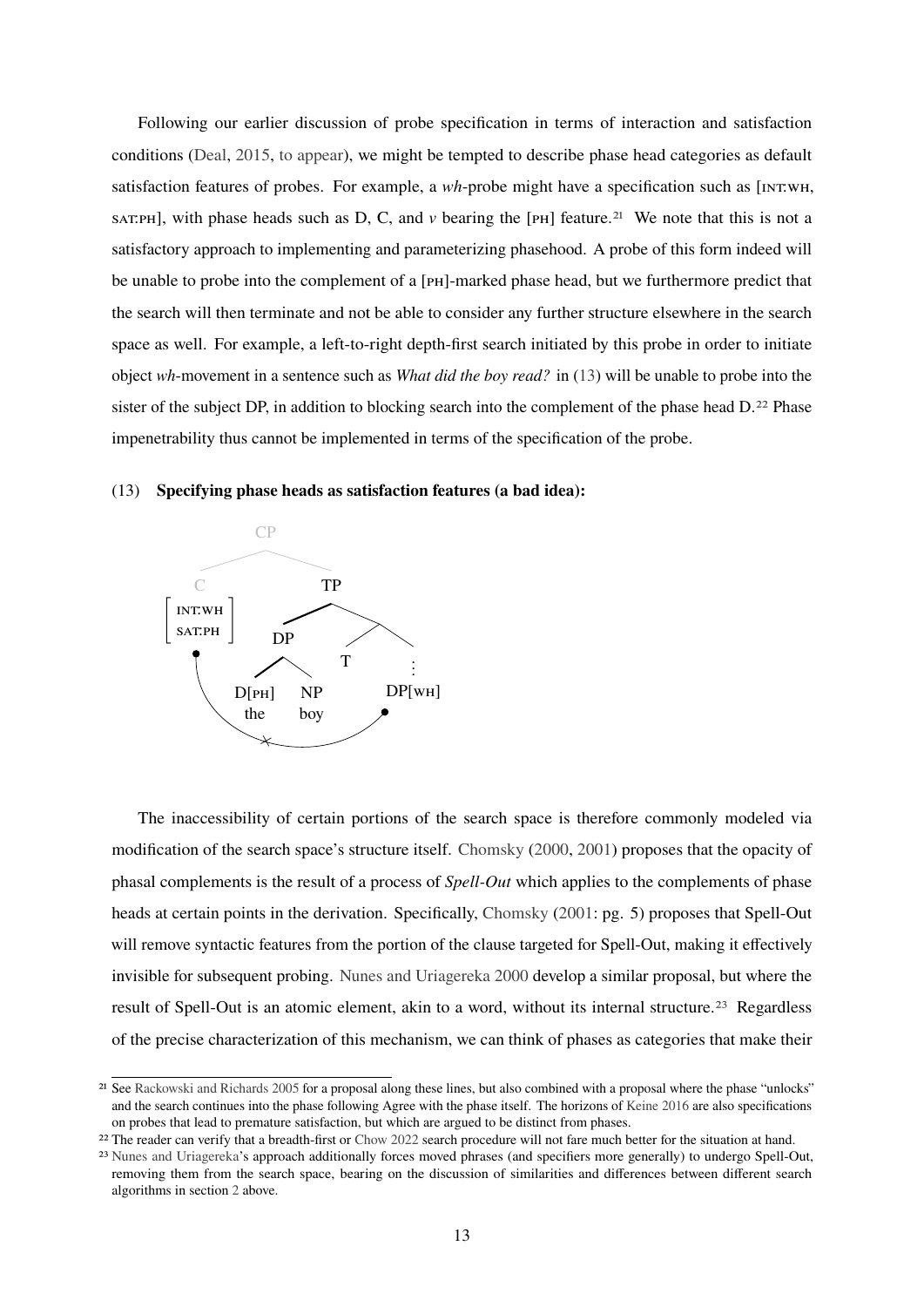Following our earlier discussion of probe specification in terms of interaction and satisfaction conditions (Deal, 2015, to appear), we might be tempted to describe phase head categories as default satisfaction features of probes. For example, a *wh*-probe might have a specification such as [INT:WH, SAT:PH], with phase heads such as D, C, and *v* bearing the [PH] feature.[21] We note that this is not a satisfactory approach to implementing and parameterizing phasehood. A probe of this form indeed will be unable to probe into the complement of a [PH]-marked phase head, but we furthermore predict that the search will then terminate and not be able to consider any further structure elsewhere in the search space as well. For example, a left-to-right depth-first search initiated by this probe in order to initiate object *wh*-movement in a sentence such as *What did the boy read?* in (13) will be unable to probe into the sister of the subject DP, in addition to blocking search into the complement of the phase head D.[22] Phase impenetrability thus cannot be implemented in terms of the specification of the probe.

(13) **Specifying phase heads as satisfaction features (a bad idea):**

```
                CP
              /    \
   C                 TP
 [INT:WH]          /    \
 [SAT:PH]        DP       \
               /    \    T    ⋮
          D[PH]     NP        DP[WH]
           the      boy
   (probe from C toward DP[WH] blocked ×)
```

The inaccessibility of certain portions of the search space is therefore commonly modeled via modification of the search space's structure itself. Chomsky (2000, 2001) proposes that the opacity of phasal complements is the result of a process of *Spell-Out* which applies to the complements of phase heads at certain points in the derivation. Specifically, Chomsky (2001: pg. 5) proposes that Spell-Out will remove syntactic features from the portion of the clause targeted for Spell-Out, making it effectively invisible for subsequent probing. Nunes and Uriagereka 2000 develop a similar proposal, but where the result of Spell-Out is an atomic element, akin to a word, without its internal structure.[23] Regardless of the precise characterization of this mechanism, we can think of phases as categories that make their

[21] See Rackowski and Richards 2005 for a proposal along these lines, but also combined with a proposal where the phase "unlocks" and the search continues into the phase following Agree with the phase itself. The horizons of Keine 2016 are also specifications on probes that lead to premature satisfaction, but which are argued to be distinct from phases.

[22] The reader can verify that a breadth-first or Chow 2022 search procedure will not fare much better for the situation at hand.

[23] Nunes and Uriagereka's approach additionally forces moved phrases (and specifiers more generally) to undergo Spell-Out, removing them from the search space, bearing on the discussion of similarities and differences between different search algorithms in section 2 above.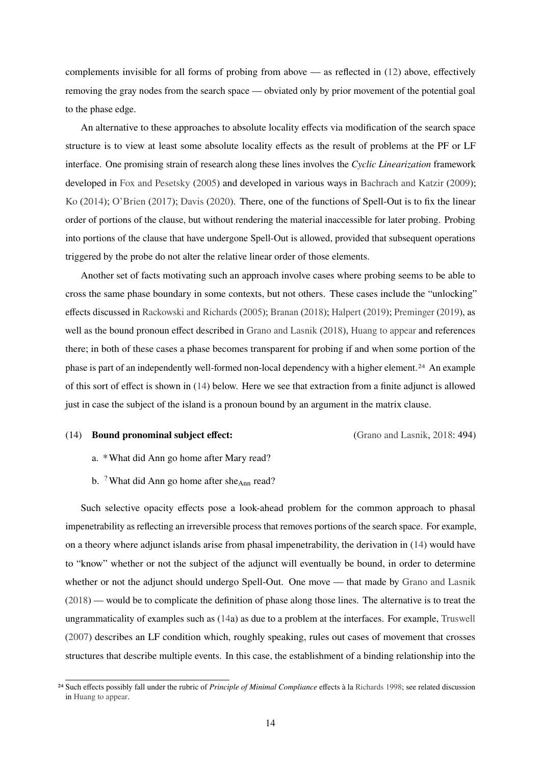complements invisible for all forms of probing from above — as reflected in (12) above, effectively removing the gray nodes from the search space — obviated only by prior movement of the potential goal to the phase edge.

An alternative to these approaches to absolute locality effects via modification of the search space structure is to view at least some absolute locality effects as the result of problems at the PF or LF interface. One promising strain of research along these lines involves the *Cyclic Linearization* framework developed in Fox and Pesetsky (2005) and developed in various ways in Bachrach and Katzir (2009); Ko (2014); O'Brien (2017); Davis (2020). There, one of the functions of Spell-Out is to fix the linear order of portions of the clause, but without rendering the material inaccessible for later probing. Probing into portions of the clause that have undergone Spell-Out is allowed, provided that subsequent operations triggered by the probe do not alter the relative linear order of those elements.

Another set of facts motivating such an approach involve cases where probing seems to be able to cross the same phase boundary in some contexts, but not others. These cases include the "unlocking" effects discussed in Rackowski and Richards (2005); Branan (2018); Halpert (2019); Preminger (2019), as well as the bound pronoun effect described in Grano and Lasnik (2018), Huang to appear and references there; in both of these cases a phase becomes transparent for probing if and when some portion of the phase is part of an independently well-formed non-local dependency with a higher element.[24] An example of this sort of effect is shown in (14) below. Here we see that extraction from a finite adjunct is allowed just in case the subject of the island is a pronoun bound by an argument in the matrix clause.

(14) **Bound pronominal subject effect:** (Grano and Lasnik, 2018: 494)

a. *What did Ann go home after Mary read?

b. ?What did Ann go home after $\text{she}_{\text{Ann}}$ read?

Such selective opacity effects pose a look-ahead problem for the common approach to phasal impenetrability as reflecting an irreversible process that removes portions of the search space. For example, on a theory where adjunct islands arise from phasal impenetrability, the derivation in (14) would have to "know" whether or not the subject of the adjunct will eventually be bound, in order to determine whether or not the adjunct should undergo Spell-Out. One move — that made by Grano and Lasnik (2018) — would be to complicate the definition of phase along those lines. The alternative is to treat the ungrammaticality of examples such as (14a) as due to a problem at the interfaces. For example, Truswell (2007) describes an LF condition which, roughly speaking, rules out cases of movement that crosses structures that describe multiple events. In this case, the establishment of a binding relationship into the

[24] Such effects possibly fall under the rubric of *Principle of Minimal Compliance* effects à la Richards 1998; see related discussion in Huang to appear.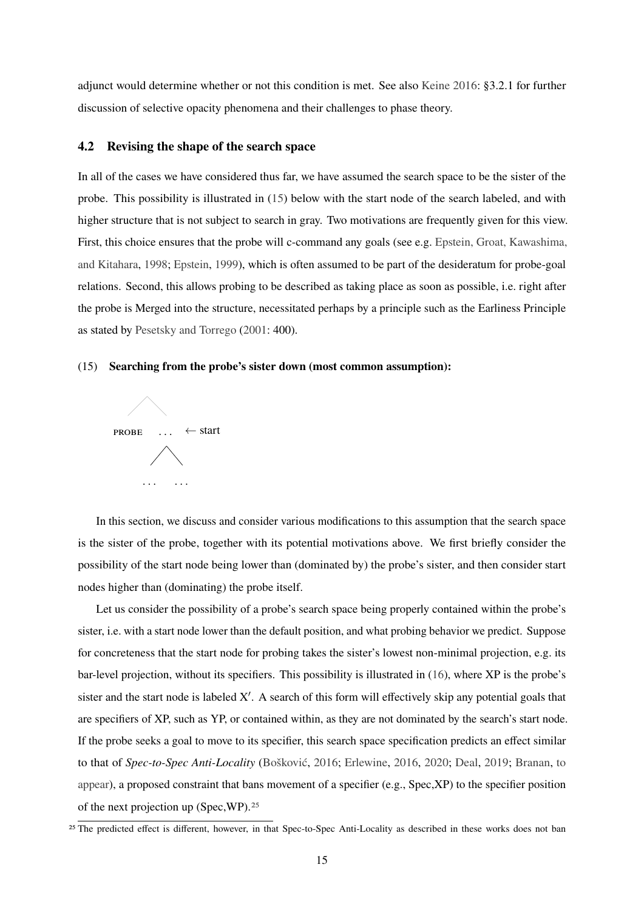adjunct would determine whether or not this condition is met. See also Keine 2016: §3.2.1 for further discussion of selective opacity phenomena and their challenges to phase theory.

### 4.2 Revising the shape of the search space

In all of the cases we have considered thus far, we have assumed the search space to be the sister of the probe. This possibility is illustrated in (15) below with the start node of the search labeled, and with higher structure that is not subject to search in gray. Two motivations are frequently given for this view. First, this choice ensures that the probe will c-command any goals (see e.g. Epstein, Groat, Kawashima, and Kitahara, 1998; Epstein, 1999), which is often assumed to be part of the desideratum for probe-goal relations. Second, this allows probing to be described as taking place as soon as possible, i.e. right after the probe is Merged into the structure, necessitated perhaps by a principle such as the Earliness Principle as stated by Pesetsky and Torrego (2001: 400).

(15) **Searching from the probe's sister down (most common assumption):**

```
        /\
   PROBE   ...  ← start
           /\
        ...  ...
```

In this section, we discuss and consider various modifications to this assumption that the search space is the sister of the probe, together with its potential motivations above. We first briefly consider the possibility of the start node being lower than (dominated by) the probe's sister, and then consider start nodes higher than (dominating) the probe itself.

Let us consider the possibility of a probe's search space being properly contained within the probe's sister, i.e. with a start node lower than the default position, and what probing behavior we predict. Suppose for concreteness that the start node for probing takes the sister's lowest non-minimal projection, e.g. its bar-level projection, without its specifiers. This possibility is illustrated in (16), where XP is the probe's sister and the start node is labeled X′. A search of this form will effectively skip any potential goals that are specifiers of XP, such as YP, or contained within, as they are not dominated by the search's start node. If the probe seeks a goal to move to its specifier, this search space specification predicts an effect similar to that of *Spec-to-Spec Anti-Locality* (Bošković, 2016; Erlewine, 2016, 2020; Deal, 2019; Branan, to appear), a proposed constraint that bans movement of a specifier (e.g., Spec,XP) to the specifier position of the next projection up (Spec,WP).[25]

[25] The predicted effect is different, however, in that Spec-to-Spec Anti-Locality as described in these works does not ban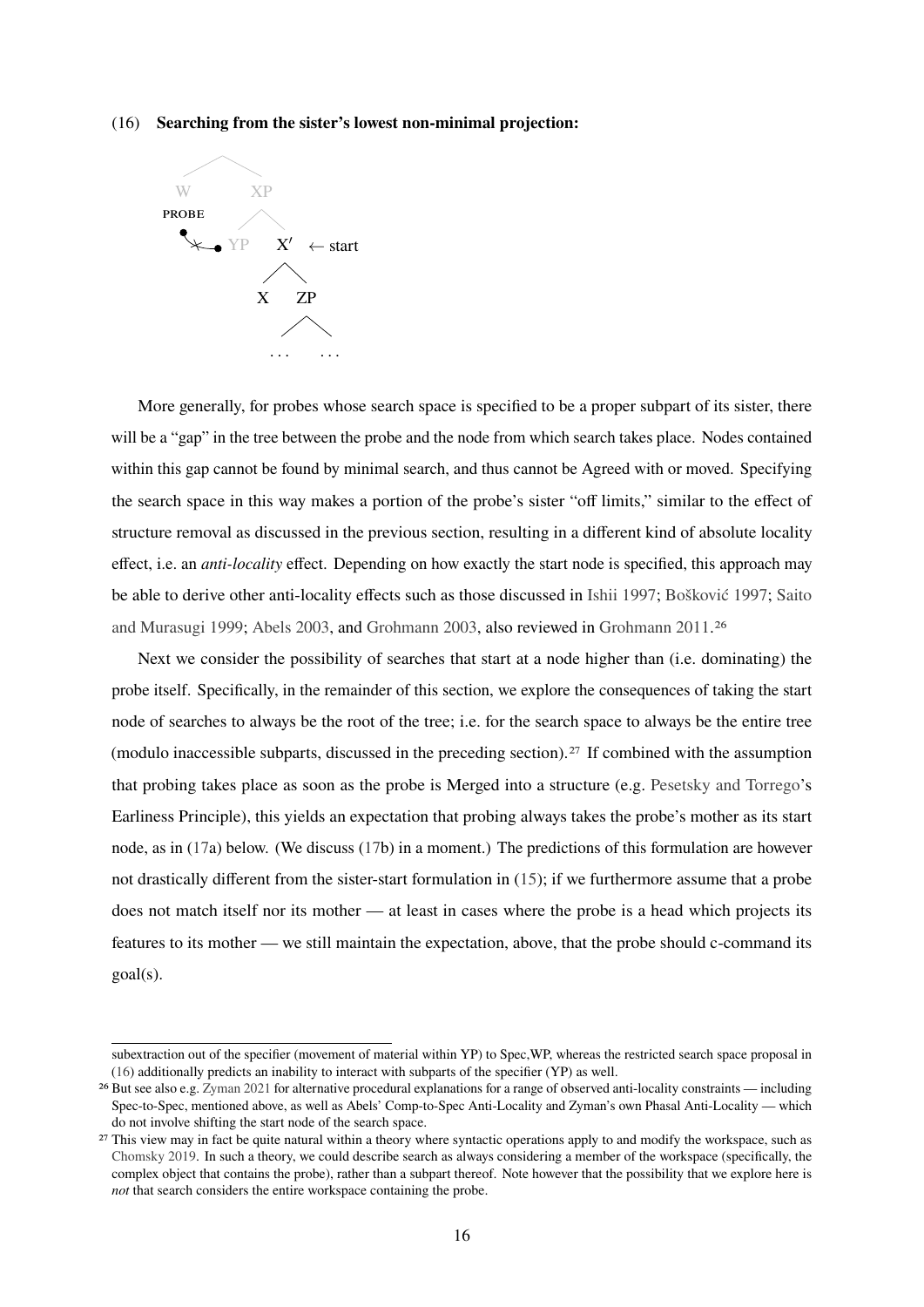(16) **Searching from the sister's lowest non-minimal projection:**

```
        /\
       W   XP
   PROBE   /\
   •-x-•  YP  X'  ← start
              /\
             X  ZP
                /\
              ...  ...
```

More generally, for probes whose search space is specified to be a proper subpart of its sister, there will be a "gap" in the tree between the probe and the node from which search takes place. Nodes contained within this gap cannot be found by minimal search, and thus cannot be Agreed with or moved. Specifying the search space in this way makes a portion of the probe's sister "off limits," similar to the effect of structure removal as discussed in the previous section, resulting in a different kind of absolute locality effect, i.e. an *anti-locality* effect. Depending on how exactly the start node is specified, this approach may be able to derive other anti-locality effects such as those discussed in Ishii 1997; Bošković 1997; Saito and Murasugi 1999; Abels 2003, and Grohmann 2003, also reviewed in Grohmann 2011.[26]

Next we consider the possibility of searches that start at a node higher than (i.e. dominating) the probe itself. Specifically, in the remainder of this section, we explore the consequences of taking the start node of searches to always be the root of the tree; i.e. for the search space to always be the entire tree (modulo inaccessible subparts, discussed in the preceding section).[27] If combined with the assumption that probing takes place as soon as the probe is Merged into a structure (e.g. Pesetsky and Torrego's Earliness Principle), this yields an expectation that probing always takes the probe's mother as its start node, as in (17a) below. (We discuss (17b) in a moment.) The predictions of this formulation are however not drastically different from the sister-start formulation in (15); if we furthermore assume that a probe does not match itself nor its mother — at least in cases where the probe is a head which projects its features to its mother — we still maintain the expectation, above, that the probe should c-command its goal(s).

---

subextraction out of the specifier (movement of material within YP) to Spec,WP, whereas the restricted search space proposal in (16) additionally predicts an inability to interact with subparts of the specifier (YP) as well.

[26] But see also e.g. Zyman 2021 for alternative procedural explanations for a range of observed anti-locality constraints — including Spec-to-Spec, mentioned above, as well as Abels' Comp-to-Spec Anti-Locality and Zyman's own Phasal Anti-Locality — which do not involve shifting the start node of the search space.

[27] This view may in fact be quite natural within a theory where syntactic operations apply to and modify the workspace, such as Chomsky 2019. In such a theory, we could describe search as always considering a member of the workspace (specifically, the complex object that contains the probe), rather than a subpart thereof. Note however that the possibility that we explore here is *not* that search considers the entire workspace containing the probe.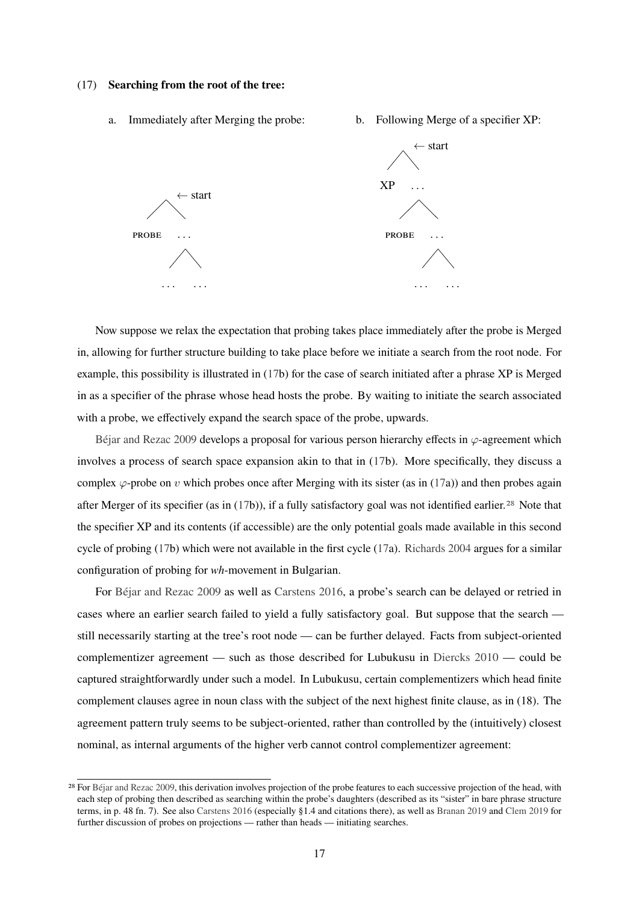(17) **Searching from the root of the tree:**

a. Immediately after Merging the probe:

```
        ← start
       /\
  PROBE  ...
          /\
       ...  ...
```

b. Following Merge of a specifier XP:

```
        ← start
       /\
     XP  ...
          /\
     PROBE  ...
             /\
          ...  ...
```

Now suppose we relax the expectation that probing takes place immediately after the probe is Merged in, allowing for further structure building to take place before we initiate a search from the root node. For example, this possibility is illustrated in (17b) for the case of search initiated after a phrase XP is Merged in as a specifier of the phrase whose head hosts the probe. By waiting to initiate the search associated with a probe, we effectively expand the search space of the probe, upwards.

Béjar and Rezac 2009 develops a proposal for various person hierarchy effects in $\varphi$-agreement which involves a process of search space expansion akin to that in (17b). More specifically, they discuss a complex $\varphi$-probe on $v$ which probes once after Merging with its sister (as in (17a)) and then probes again after Merger of its specifier (as in (17b)), if a fully satisfactory goal was not identified earlier.[28] Note that the specifier XP and its contents (if accessible) are the only potential goals made available in this second cycle of probing (17b) which were not available in the first cycle (17a). Richards 2004 argues for a similar configuration of probing for *wh*-movement in Bulgarian.

For Béjar and Rezac 2009 as well as Carstens 2016, a probe's search can be delayed or retried in cases where an earlier search failed to yield a fully satisfactory goal. But suppose that the search — still necessarily starting at the tree's root node — can be further delayed. Facts from subject-oriented complementizer agreement — such as those described for Lubukusu in Diercks 2010 — could be captured straightforwardly under such a model. In Lubukusu, certain complementizers which head finite complement clauses agree in noun class with the subject of the next highest finite clause, as in (18). The agreement pattern truly seems to be subject-oriented, rather than controlled by the (intuitively) closest nominal, as internal arguments of the higher verb cannot control complementizer agreement:

[28] For Béjar and Rezac 2009, this derivation involves projection of the probe features to each successive projection of the head, with each step of probing then described as searching within the probe's daughters (described as well as "sister" in bare phrase structure terms, in p. 48 fn. 7). See also Carstens 2016 (especially §1.4 and citations there), as well as Branan 2019 and Clem 2019 for further discussion of probes on projections — rather than heads — initiating searches.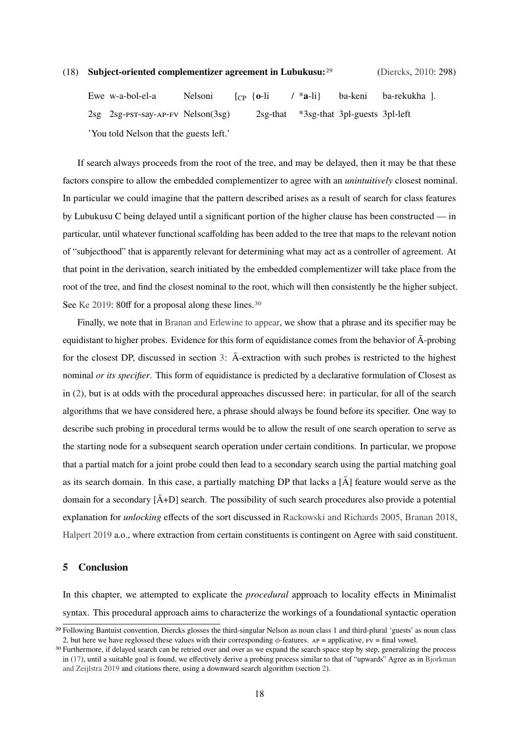(18) **Subject-oriented complementizer agreement in Lubukusu:**[29] (Diercks, 2010: 298)

Ewe w-a-bol-el-a Nelsoni [$_{CP}$ {**o**-li / *​**a**-li} ba-keni ba-rekukha ].
2sg 2sg-pst-say-ap-fv Nelson(3sg) 2sg-that *3sg-that 3pl-guests 3pl-left
'You told Nelson that the guests left.'

If search always proceeds from the root of the tree, and may be delayed, then it may be that these factors conspire to allow the embedded complementizer to agree with an *unintuitively* closest nominal. In particular we could imagine that the pattern described arises as a result of search for class features by Lubukusu C being delayed until a significant portion of the higher clause has been constructed — in particular, until whatever functional scaffolding has been added to the tree that maps to the relevant notion of "subjecthood" that is apparently relevant for determining what may act as a controller of agreement. At that point in the derivation, search initiated by the embedded complementizer will take place from the root of the tree, and find the closest nominal to the root, which will then consistently be the higher subject. See Ke 2019: 80ff for a proposal along these lines.[30]

Finally, we note that in Branan and Erlewine to appear, we show that a phrase and its specifier may be equidistant to higher probes. Evidence for this form of equidistance comes from the behavior of Ā-probing for the closest DP, discussed in section 3: Ā-extraction with such probes is restricted to the highest nominal *or its specifier*. This form of equidistance is predicted by a declarative formulation of Closest as in (2), but is at odds with the procedural approaches discussed here: in particular, for all of the search algorithms that we have considered here, a phrase should always be found before its specifier. One way to describe such probing in procedural terms would be to allow the result of one search operation to serve as the starting node for a subsequent search operation under certain conditions. In particular, we propose that a partial match for a joint probe could then lead to a secondary search using the partial matching goal as its search domain. In this case, a partially matching DP that lacks a [Ā] feature would serve as the domain for a secondary [Ā+D] search. The possibility of such search procedures also provide a potential explanation for *unlocking* effects of the sort discussed in Rackowski and Richards 2005, Branan 2018, Halpert 2019 a.o., where extraction from certain constituents is contingent on Agree with said constituent.

## 5 Conclusion

In this chapter, we attempted to explicate the *procedural* approach to locality effects in Minimalist syntax. This procedural approach aims to characterize the workings of a foundational syntactic operation

[29] Following Bantuist convention, Diercks glosses the third-singular Nelson as noun class 1 and third-plural 'guests' as noun class 2, but here we have reglossed these values with their corresponding $\phi$-features. ap = applicative, fv = final vowel.

[30] Furthermore, if delayed search can be retried over and over as we expand the search space step by step, generalizing the process in (17), until a suitable goal is found, we effectively derive a probing process similar to that of "upwards" Agree as in Bjorkman and Zeijlstra 2019 and citations there, using a downward search algorithm (section 2).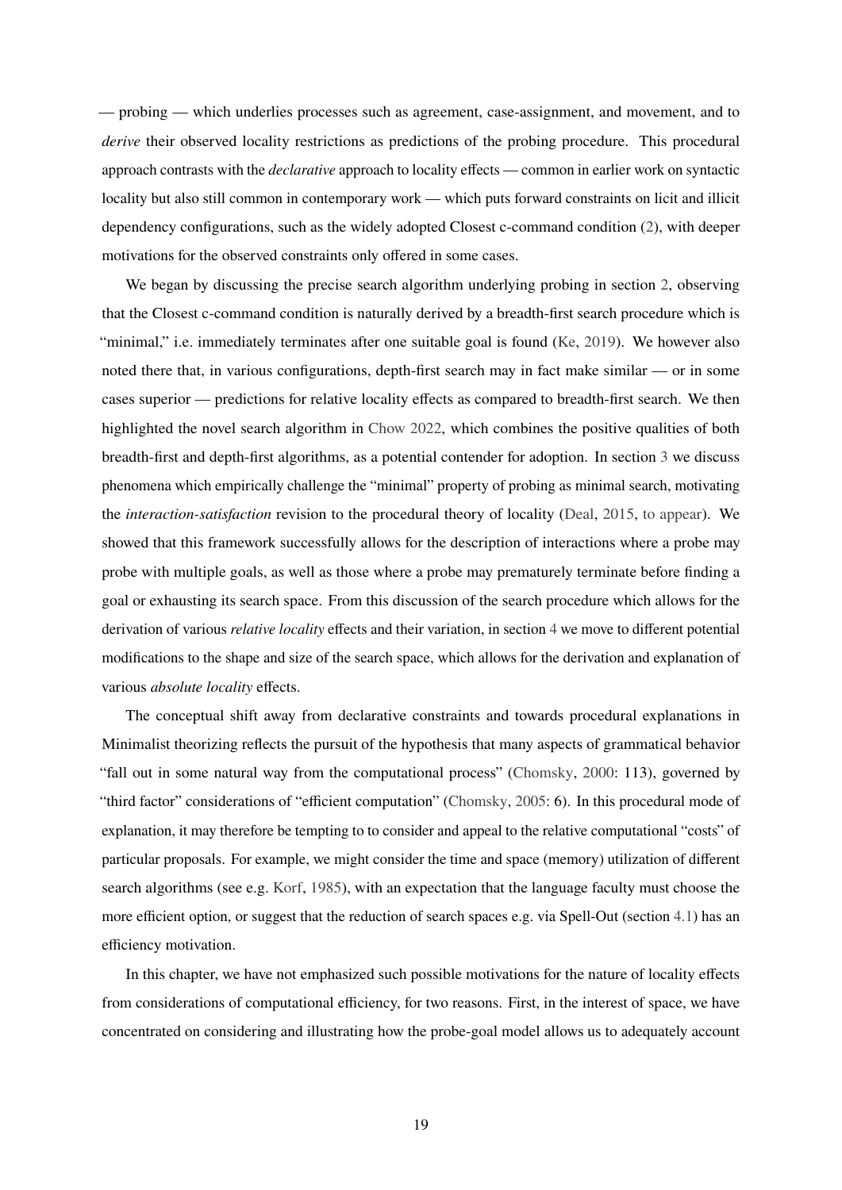— probing — which underlies processes such as agreement, case-assignment, and movement, and to *derive* their observed locality restrictions as predictions of the probing procedure. This procedural approach contrasts with the *declarative* approach to locality effects — common in earlier work on syntactic locality but also still common in contemporary work — which puts forward constraints on licit and illicit dependency configurations, such as the widely adopted Closest c-command condition (2), with deeper motivations for the observed constraints only offered in some cases.

We began by discussing the precise search algorithm underlying probing in section 2, observing that the Closest c-command condition is naturally derived by a breadth-first search procedure which is "minimal," i.e. immediately terminates after one suitable goal is found (Ke, 2019). We however also noted there that, in various configurations, depth-first search may in fact make similar — or in some cases superior — predictions for relative locality effects as compared to breadth-first search. We then highlighted the novel search algorithm in Chow 2022, which combines the positive qualities of both breadth-first and depth-first algorithms, as a potential contender for adoption. In section 3 we discuss phenomena which empirically challenge the "minimal" property of probing as minimal search, motivating the *interaction-satisfaction* revision to the procedural theory of locality (Deal, 2015, to appear). We showed that this framework successfully allows for the description of interactions where a probe may probe with multiple goals, as well as those where a probe may prematurely terminate before finding a goal or exhausting its search space. From this discussion of the search procedure which allows for the derivation of various *relative locality* effects and their variation, in section 4 we move to different potential modifications to the shape and size of the search space, which allows for the derivation and explanation of various *absolute locality* effects.

The conceptual shift away from declarative constraints and towards procedural explanations in Minimalist theorizing reflects the pursuit of the hypothesis that many aspects of grammatical behavior "fall out in some natural way from the computational process" (Chomsky, 2000: 113), governed by "third factor" considerations of "efficient computation" (Chomsky, 2005: 6). In this procedural mode of explanation, it may therefore be tempting to to consider and appeal to the relative computational "costs" of particular proposals. For example, we might consider the time and space (memory) utilization of different search algorithms (see e.g. Korf, 1985), with an expectation that the language faculty must choose the more efficient option, or suggest that the reduction of search spaces e.g. via Spell-Out (section 4.1) has an efficiency motivation.

In this chapter, we have not emphasized such possible motivations for the nature of locality effects from considerations of computational efficiency, for two reasons. First, in the interest of space, we have concentrated on considering and illustrating how the probe-goal model allows us to adequately account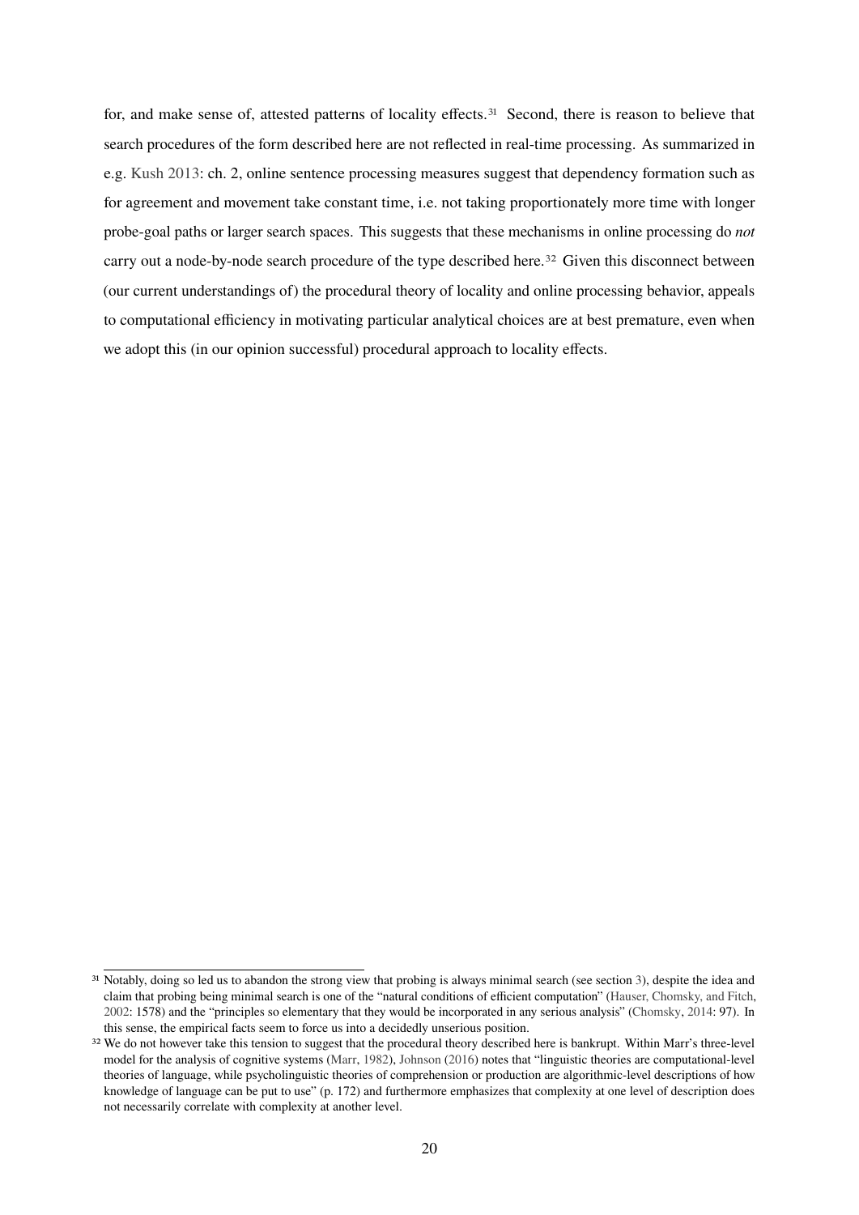for, and make sense of, attested patterns of locality effects.[31] Second, there is reason to believe that search procedures of the form described here are not reflected in real-time processing. As summarized in e.g. Kush 2013: ch. 2, online sentence processing measures suggest that dependency formation such as for agreement and movement take constant time, i.e. not taking proportionately more time with longer probe-goal paths or larger search spaces. This suggests that these mechanisms in online processing do *not* carry out a node-by-node search procedure of the type described here.[32] Given this disconnect between (our current understandings of) the procedural theory of locality and online processing behavior, appeals to computational efficiency in motivating particular analytical choices are at best premature, even when we adopt this (in our opinion successful) procedural approach to locality effects.

---

[31] Notably, doing so led us to abandon the strong view that probing is always minimal search (see section 3), despite the idea and claim that probing being minimal search is one of the "natural conditions of efficient computation" (Hauser, Chomsky, and Fitch, 2002: 1578) and the "principles so elementary that they would be incorporated in any serious analysis" (Chomsky, 2014: 97). In this sense, the empirical facts seem to force us into a decidedly unserious position.

[32] We do not however take this tension to suggest that the procedural theory described here is bankrupt. Within Marr's three-level model for the analysis of cognitive systems (Marr, 1982), Johnson (2016) notes that "linguistic theories are computational-level theories of language, while psycholinguistic theories of comprehension or production are algorithmic-level descriptions of how knowledge of language can be put to use" (p. 172) and furthermore emphasizes that complexity at one level of description does not necessarily correlate with complexity at another level.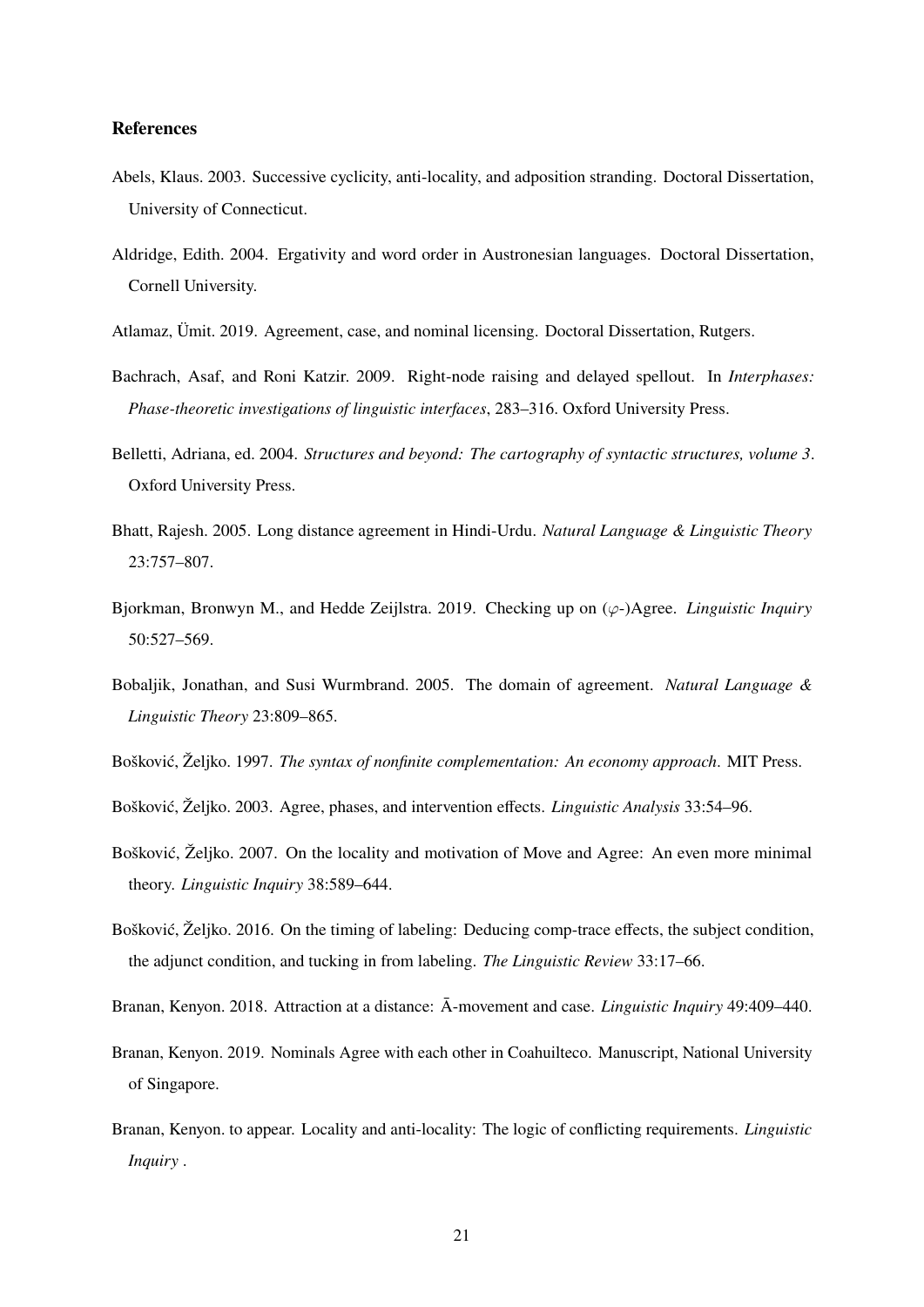## References

Abels, Klaus. 2003. Successive cyclicity, anti-locality, and adposition stranding. Doctoral Dissertation, University of Connecticut.

Aldridge, Edith. 2004. Ergativity and word order in Austronesian languages. Doctoral Dissertation, Cornell University.

Atlamaz, Ümit. 2019. Agreement, case, and nominal licensing. Doctoral Dissertation, Rutgers.

Bachrach, Asaf, and Roni Katzir. 2009. Right-node raising and delayed spellout. In *Interphases: Phase-theoretic investigations of linguistic interfaces*, 283–316. Oxford University Press.

Belletti, Adriana, ed. 2004. *Structures and beyond: The cartography of syntactic structures, volume 3*. Oxford University Press.

Bhatt, Rajesh. 2005. Long distance agreement in Hindi-Urdu. *Natural Language & Linguistic Theory* 23:757–807.

Bjorkman, Bronwyn M., and Hedde Zeijlstra. 2019. Checking up on ($\varphi$-)Agree. *Linguistic Inquiry* 50:527–569.

Bobaljik, Jonathan, and Susi Wurmbrand. 2005. The domain of agreement. *Natural Language & Linguistic Theory* 23:809–865.

Bošković, Željko. 1997. *The syntax of nonfinite complementation: An economy approach*. MIT Press.

Bošković, Željko. 2003. Agree, phases, and intervention effects. *Linguistic Analysis* 33:54–96.

Bošković, Željko. 2007. On the locality and motivation of Move and Agree: An even more minimal theory. *Linguistic Inquiry* 38:589–644.

Bošković, Željko. 2016. On the timing of labeling: Deducing comp-trace effects, the subject condition, the adjunct condition, and tucking in from labeling. *The Linguistic Review* 33:17–66.

Branan, Kenyon. 2018. Attraction at a distance: Ā-movement and case. *Linguistic Inquiry* 49:409–440.

Branan, Kenyon. 2019. Nominals Agree with each other in Coahuilteco. Manuscript, National University of Singapore.

Branan, Kenyon. to appear. Locality and anti-locality: The logic of conflicting requirements. *Linguistic Inquiry* .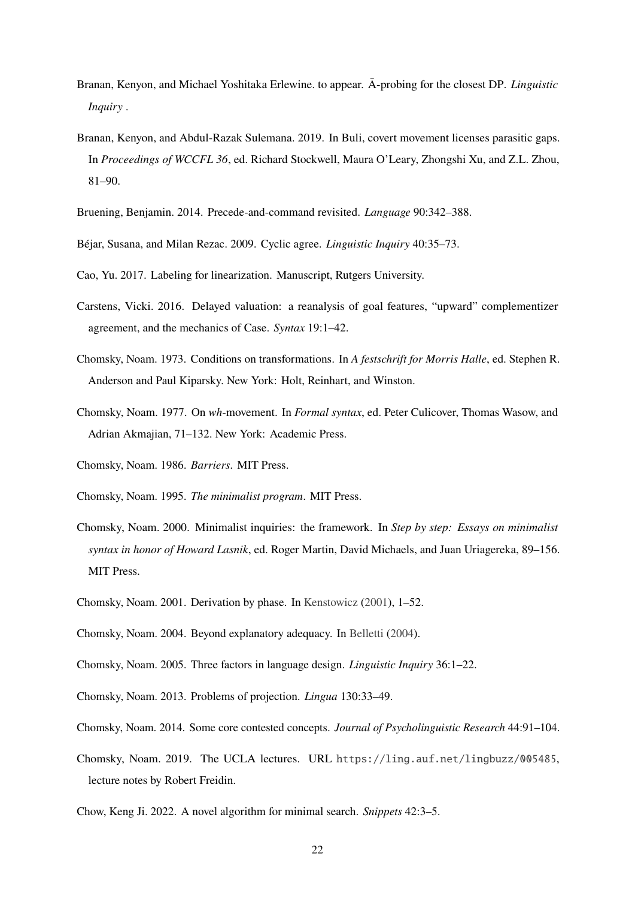Branan, Kenyon, and Michael Yoshitaka Erlewine. to appear. Ā-probing for the closest DP. *Linguistic Inquiry* .

Branan, Kenyon, and Abdul-Razak Sulemana. 2019. In Buli, covert movement licenses parasitic gaps. In *Proceedings of WCCFL 36*, ed. Richard Stockwell, Maura O'Leary, Zhongshi Xu, and Z.L. Zhou, 81–90.

Bruening, Benjamin. 2014. Precede-and-command revisited. *Language* 90:342–388.

Béjar, Susana, and Milan Rezac. 2009. Cyclic agree. *Linguistic Inquiry* 40:35–73.

Cao, Yu. 2017. Labeling for linearization. Manuscript, Rutgers University.

Carstens, Vicki. 2016. Delayed valuation: a reanalysis of goal features, "upward" complementizer agreement, and the mechanics of Case. *Syntax* 19:1–42.

Chomsky, Noam. 1973. Conditions on transformations. In *A festschrift for Morris Halle*, ed. Stephen R. Anderson and Paul Kiparsky. New York: Holt, Reinhart, and Winston.

Chomsky, Noam. 1977. On *wh*-movement. In *Formal syntax*, ed. Peter Culicover, Thomas Wasow, and Adrian Akmajian, 71–132. New York: Academic Press.

Chomsky, Noam. 1986. *Barriers*. MIT Press.

Chomsky, Noam. 1995. *The minimalist program*. MIT Press.

Chomsky, Noam. 2000. Minimalist inquiries: the framework. In *Step by step: Essays on minimalist syntax in honor of Howard Lasnik*, ed. Roger Martin, David Michaels, and Juan Uriagereka, 89–156. MIT Press.

Chomsky, Noam. 2001. Derivation by phase. In Kenstowicz (2001), 1–52.

Chomsky, Noam. 2004. Beyond explanatory adequacy. In Belletti (2004).

Chomsky, Noam. 2005. Three factors in language design. *Linguistic Inquiry* 36:1–22.

Chomsky, Noam. 2013. Problems of projection. *Lingua* 130:33–49.

Chomsky, Noam. 2014. Some core contested concepts. *Journal of Psycholinguistic Research* 44:91–104.

Chomsky, Noam. 2019. The UCLA lectures. URL https://ling.auf.net/lingbuzz/005485, lecture notes by Robert Freidin.

Chow, Keng Ji. 2022. A novel algorithm for minimal search. *Snippets* 42:3–5.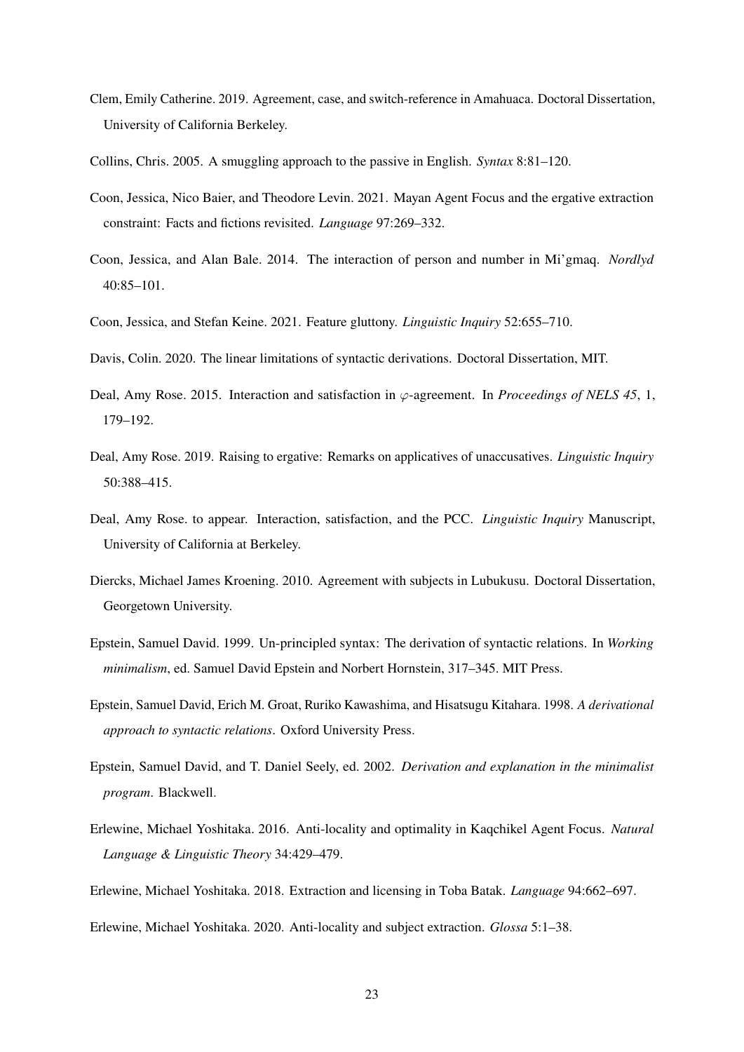Clem, Emily Catherine. 2019. Agreement, case, and switch-reference in Amahuaca. Doctoral Dissertation, University of California Berkeley.

Collins, Chris. 2005. A smuggling approach to the passive in English. *Syntax* 8:81–120.

Coon, Jessica, Nico Baier, and Theodore Levin. 2021. Mayan Agent Focus and the ergative extraction constraint: Facts and fictions revisited. *Language* 97:269–332.

Coon, Jessica, and Alan Bale. 2014. The interaction of person and number in Mi'gmaq. *Nordlyd* 40:85–101.

Coon, Jessica, and Stefan Keine. 2021. Feature gluttony. *Linguistic Inquiry* 52:655–710.

Davis, Colin. 2020. The linear limitations of syntactic derivations. Doctoral Dissertation, MIT.

Deal, Amy Rose. 2015. Interaction and satisfaction in $\varphi$-agreement. In *Proceedings of NELS 45*, 1, 179–192.

Deal, Amy Rose. 2019. Raising to ergative: Remarks on applicatives of unaccusatives. *Linguistic Inquiry* 50:388–415.

Deal, Amy Rose. to appear. Interaction, satisfaction, and the PCC. *Linguistic Inquiry* Manuscript, University of California at Berkeley.

Diercks, Michael James Kroening. 2010. Agreement with subjects in Lubukusu. Doctoral Dissertation, Georgetown University.

Epstein, Samuel David. 1999. Un-principled syntax: The derivation of syntactic relations. In *Working minimalism*, ed. Samuel David Epstein and Norbert Hornstein, 317–345. MIT Press.

Epstein, Samuel David, Erich M. Groat, Ruriko Kawashima, and Hisatsugu Kitahara. 1998. *A derivational approach to syntactic relations*. Oxford University Press.

Epstein, Samuel David, and T. Daniel Seely, ed. 2002. *Derivation and explanation in the minimalist program*. Blackwell.

Erlewine, Michael Yoshitaka. 2016. Anti-locality and optimality in Kaqchikel Agent Focus. *Natural Language & Linguistic Theory* 34:429–479.

Erlewine, Michael Yoshitaka. 2018. Extraction and licensing in Toba Batak. *Language* 94:662–697.

Erlewine, Michael Yoshitaka. 2020. Anti-locality and subject extraction. *Glossa* 5:1–38.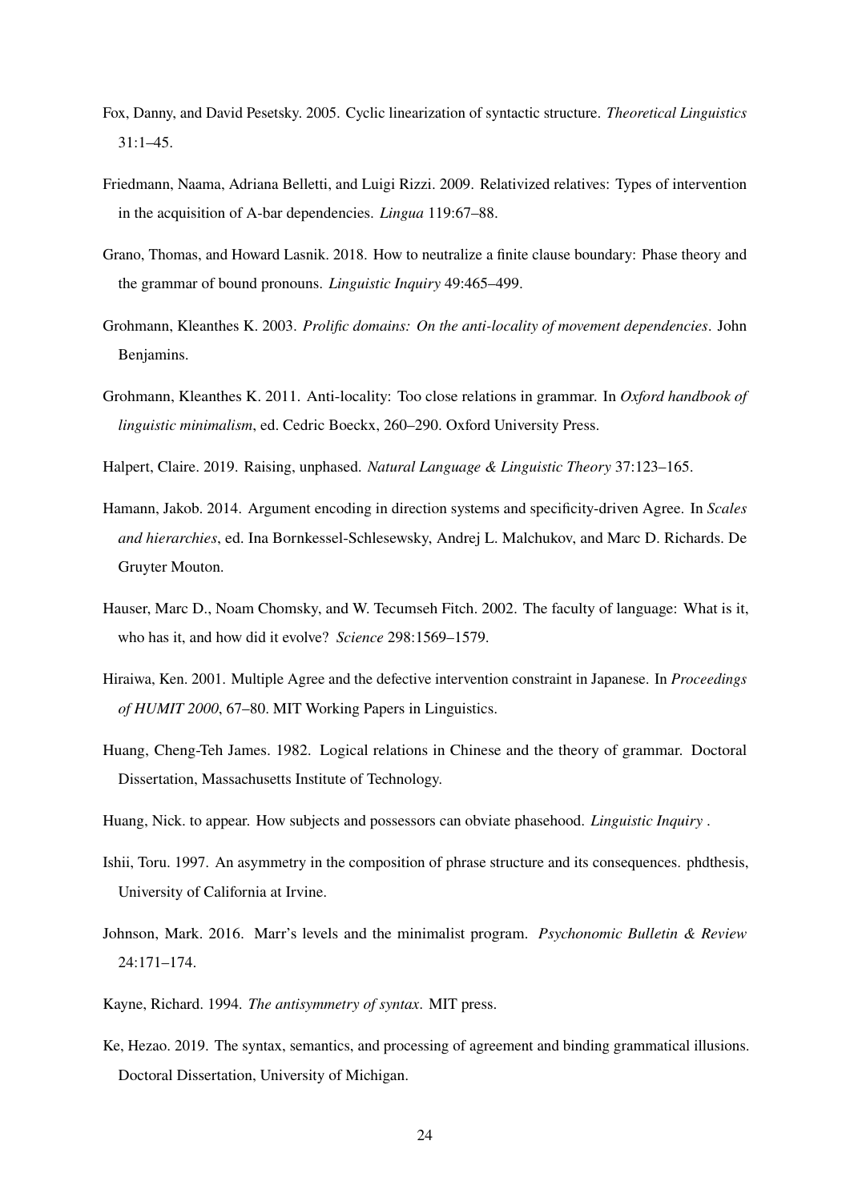Fox, Danny, and David Pesetsky. 2005. Cyclic linearization of syntactic structure. *Theoretical Linguistics* 31:1–45.

Friedmann, Naama, Adriana Belletti, and Luigi Rizzi. 2009. Relativized relatives: Types of intervention in the acquisition of A-bar dependencies. *Lingua* 119:67–88.

Grano, Thomas, and Howard Lasnik. 2018. How to neutralize a finite clause boundary: Phase theory and the grammar of bound pronouns. *Linguistic Inquiry* 49:465–499.

Grohmann, Kleanthes K. 2003. *Prolific domains: On the anti-locality of movement dependencies*. John Benjamins.

Grohmann, Kleanthes K. 2011. Anti-locality: Too close relations in grammar. In *Oxford handbook of linguistic minimalism*, ed. Cedric Boeckx, 260–290. Oxford University Press.

Halpert, Claire. 2019. Raising, unphased. *Natural Language & Linguistic Theory* 37:123–165.

Hamann, Jakob. 2014. Argument encoding in direction systems and specificity-driven Agree. In *Scales and hierarchies*, ed. Ina Bornkessel-Schlesewsky, Andrej L. Malchukov, and Marc D. Richards. De Gruyter Mouton.

Hauser, Marc D., Noam Chomsky, and W. Tecumseh Fitch. 2002. The faculty of language: What is it, who has it, and how did it evolve? *Science* 298:1569–1579.

Hiraiwa, Ken. 2001. Multiple Agree and the defective intervention constraint in Japanese. In *Proceedings of HUMIT 2000*, 67–80. MIT Working Papers in Linguistics.

Huang, Cheng-Teh James. 1982. Logical relations in Chinese and the theory of grammar. Doctoral Dissertation, Massachusetts Institute of Technology.

Huang, Nick. to appear. How subjects and possessors can obviate phasehood. *Linguistic Inquiry* .

Ishii, Toru. 1997. An asymmetry in the composition of phrase structure and its consequences. phdthesis, University of California at Irvine.

Johnson, Mark. 2016. Marr's levels and the minimalist program. *Psychonomic Bulletin & Review* 24:171–174.

Kayne, Richard. 1994. *The antisymmetry of syntax*. MIT press.

Ke, Hezao. 2019. The syntax, semantics, and processing of agreement and binding grammatical illusions. Doctoral Dissertation, University of Michigan.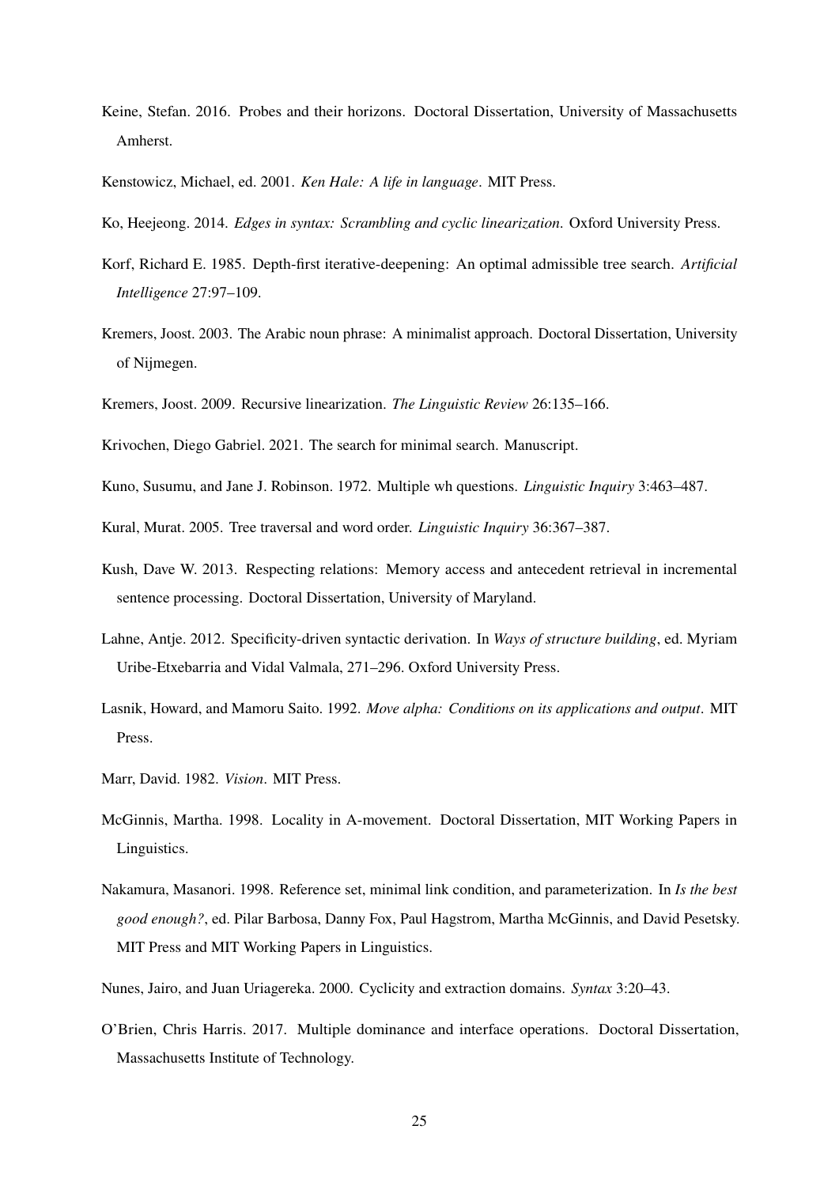Keine, Stefan. 2016. Probes and their horizons. Doctoral Dissertation, University of Massachusetts Amherst.

Kenstowicz, Michael, ed. 2001. *Ken Hale: A life in language*. MIT Press.

Ko, Heejeong. 2014. *Edges in syntax: Scrambling and cyclic linearization*. Oxford University Press.

Korf, Richard E. 1985. Depth-first iterative-deepening: An optimal admissible tree search. *Artificial Intelligence* 27:97–109.

Kremers, Joost. 2003. The Arabic noun phrase: A minimalist approach. Doctoral Dissertation, University of Nijmegen.

Kremers, Joost. 2009. Recursive linearization. *The Linguistic Review* 26:135–166.

Krivochen, Diego Gabriel. 2021. The search for minimal search. Manuscript.

Kuno, Susumu, and Jane J. Robinson. 1972. Multiple wh questions. *Linguistic Inquiry* 3:463–487.

Kural, Murat. 2005. Tree traversal and word order. *Linguistic Inquiry* 36:367–387.

Kush, Dave W. 2013. Respecting relations: Memory access and antecedent retrieval in incremental sentence processing. Doctoral Dissertation, University of Maryland.

Lahne, Antje. 2012. Specificity-driven syntactic derivation. In *Ways of structure building*, ed. Myriam Uribe-Etxebarria and Vidal Valmala, 271–296. Oxford University Press.

Lasnik, Howard, and Mamoru Saito. 1992. *Move alpha: Conditions on its applications and output*. MIT Press.

Marr, David. 1982. *Vision*. MIT Press.

McGinnis, Martha. 1998. Locality in A-movement. Doctoral Dissertation, MIT Working Papers in Linguistics.

Nakamura, Masanori. 1998. Reference set, minimal link condition, and parameterization. In *Is the best good enough?*, ed. Pilar Barbosa, Danny Fox, Paul Hagstrom, Martha McGinnis, and David Pesetsky. MIT Press and MIT Working Papers in Linguistics.

Nunes, Jairo, and Juan Uriagereka. 2000. Cyclicity and extraction domains. *Syntax* 3:20–43.

O'Brien, Chris Harris. 2017. Multiple dominance and interface operations. Doctoral Dissertation, Massachusetts Institute of Technology.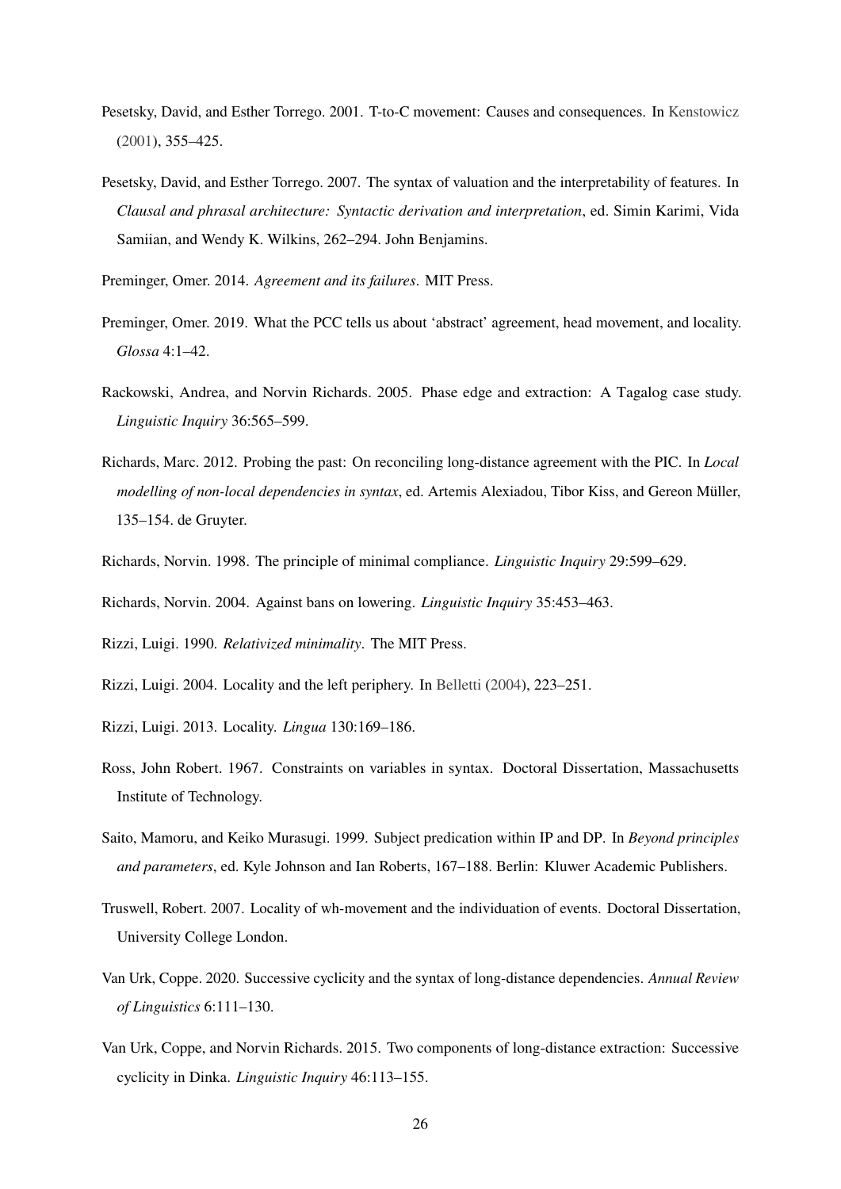Pesetsky, David, and Esther Torrego. 2001. T-to-C movement: Causes and consequences. In Kenstowicz (2001), 355–425.

Pesetsky, David, and Esther Torrego. 2007. The syntax of valuation and the interpretability of features. In *Clausal and phrasal architecture: Syntactic derivation and interpretation*, ed. Simin Karimi, Vida Samiian, and Wendy K. Wilkins, 262–294. John Benjamins.

Preminger, Omer. 2014. *Agreement and its failures*. MIT Press.

Preminger, Omer. 2019. What the PCC tells us about 'abstract' agreement, head movement, and locality. *Glossa* 4:1–42.

Rackowski, Andrea, and Norvin Richards. 2005. Phase edge and extraction: A Tagalog case study. *Linguistic Inquiry* 36:565–599.

Richards, Marc. 2012. Probing the past: On reconciling long-distance agreement with the PIC. In *Local modelling of non-local dependencies in syntax*, ed. Artemis Alexiadou, Tibor Kiss, and Gereon Müller, 135–154. de Gruyter.

Richards, Norvin. 1998. The principle of minimal compliance. *Linguistic Inquiry* 29:599–629.

Richards, Norvin. 2004. Against bans on lowering. *Linguistic Inquiry* 35:453–463.

Rizzi, Luigi. 1990. *Relativized minimality*. The MIT Press.

Rizzi, Luigi. 2004. Locality and the left periphery. In Belletti (2004), 223–251.

Rizzi, Luigi. 2013. Locality. *Lingua* 130:169–186.

Ross, John Robert. 1967. Constraints on variables in syntax. Doctoral Dissertation, Massachusetts Institute of Technology.

Saito, Mamoru, and Keiko Murasugi. 1999. Subject predication within IP and DP. In *Beyond principles and parameters*, ed. Kyle Johnson and Ian Roberts, 167–188. Berlin: Kluwer Academic Publishers.

Truswell, Robert. 2007. Locality of wh-movement and the individuation of events. Doctoral Dissertation, University College London.

Van Urk, Coppe. 2020. Successive cyclicity and the syntax of long-distance dependencies. *Annual Review of Linguistics* 6:111–130.

Van Urk, Coppe, and Norvin Richards. 2015. Two components of long-distance extraction: Successive cyclicity in Dinka. *Linguistic Inquiry* 46:113–155.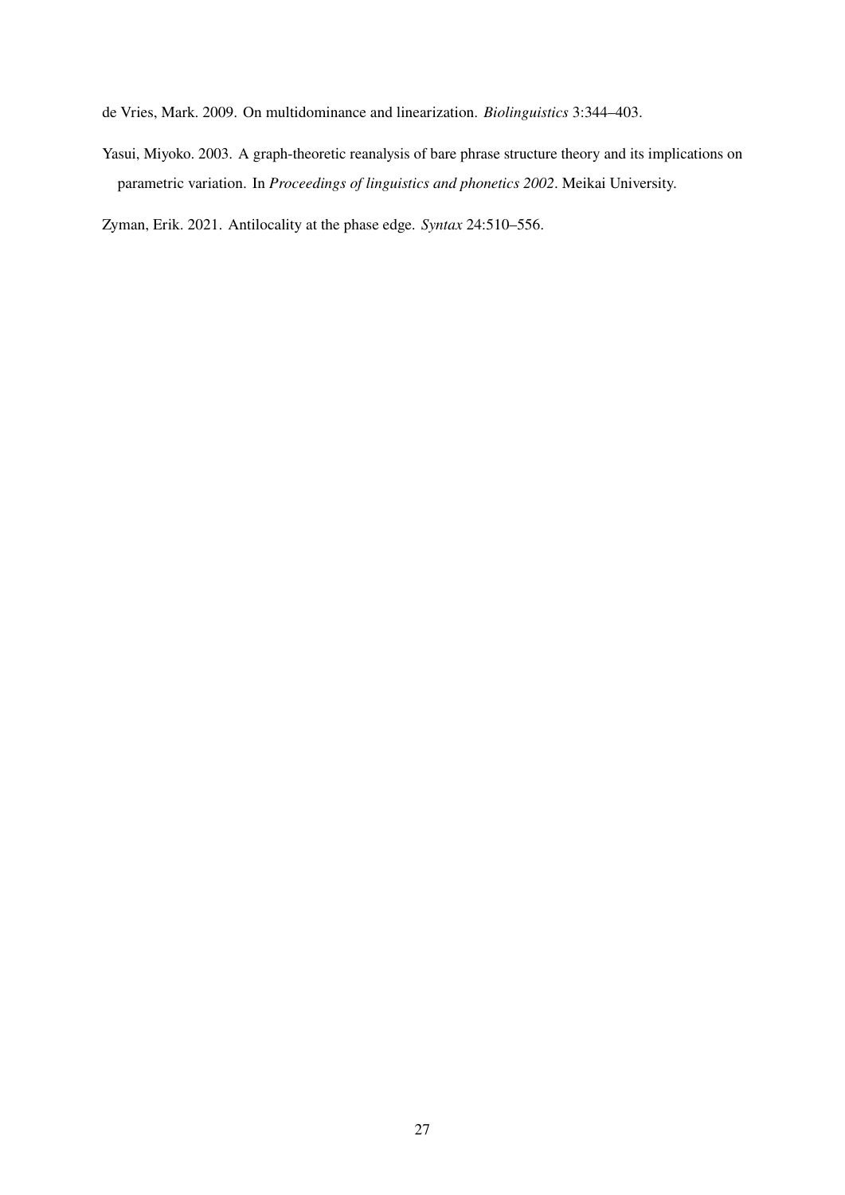de Vries, Mark. 2009. On multidominance and linearization. *Biolinguistics* 3:344–403.

Yasui, Miyoko. 2003. A graph-theoretic reanalysis of bare phrase structure theory and its implications on parametric variation. In *Proceedings of linguistics and phonetics 2002*. Meikai University.

Zyman, Erik. 2021. Antilocality at the phase edge. *Syntax* 24:510–556.